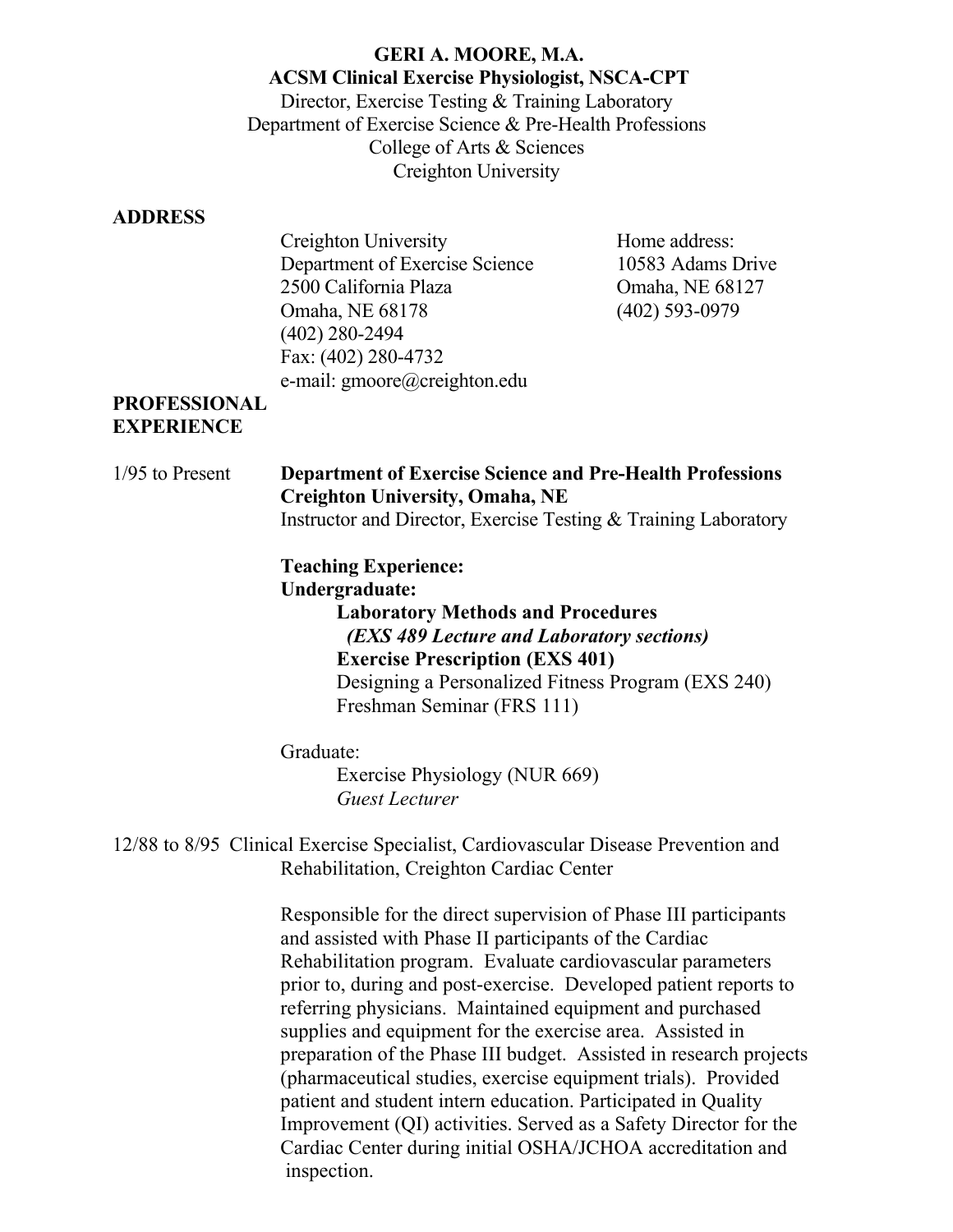**GERI A. MOORE, M.A.**
**ACSM Clinical Exercise Physiologist, NSCA-CPT**
Director, Exercise Testing & Training Laboratory
Department of Exercise Science & Pre-Health Professions
College of Arts & Sciences
Creighton University

## ADDRESS

Creighton University
Department of Exercise Science
2500 California Plaza
Omaha, NE 68178
(402) 280-2494
Fax: (402) 280-4732
e-mail: gmoore@creighton.edu

Home address:
10583 Adams Drive
Omaha, NE 68127
(402) 593-0979

## PROFESSIONAL EXPERIENCE

1/95 to Present **Department of Exercise Science and Pre-Health Professions**
**Creighton University, Omaha, NE**
Instructor and Director, Exercise Testing & Training Laboratory

**Teaching Experience:**
**Undergraduate:**
- **Laboratory Methods and Procedures**
  ***(EXS 489 Lecture and Laboratory sections)***
- **Exercise Prescription (EXS 401)**
- Designing a Personalized Fitness Program (EXS 240)
- Freshman Seminar (FRS 111)

Graduate:
- Exercise Physiology (NUR 669)
  *Guest Lecturer*

12/88 to 8/95 Clinical Exercise Specialist, Cardiovascular Disease Prevention and Rehabilitation, Creighton Cardiac Center

Responsible for the direct supervision of Phase III participants and assisted with Phase II participants of the Cardiac Rehabilitation program. Evaluate cardiovascular parameters prior to, during and post-exercise. Developed patient reports to referring physicians. Maintained equipment and purchased supplies and equipment for the exercise area. Assisted in preparation of the Phase III budget. Assisted in research projects (pharmaceutical studies, exercise equipment trials). Provided patient and student intern education. Participated in Quality Improvement (QI) activities. Served as a Safety Director for the Cardiac Center during initial OSHA/JCHOA accreditation and inspection.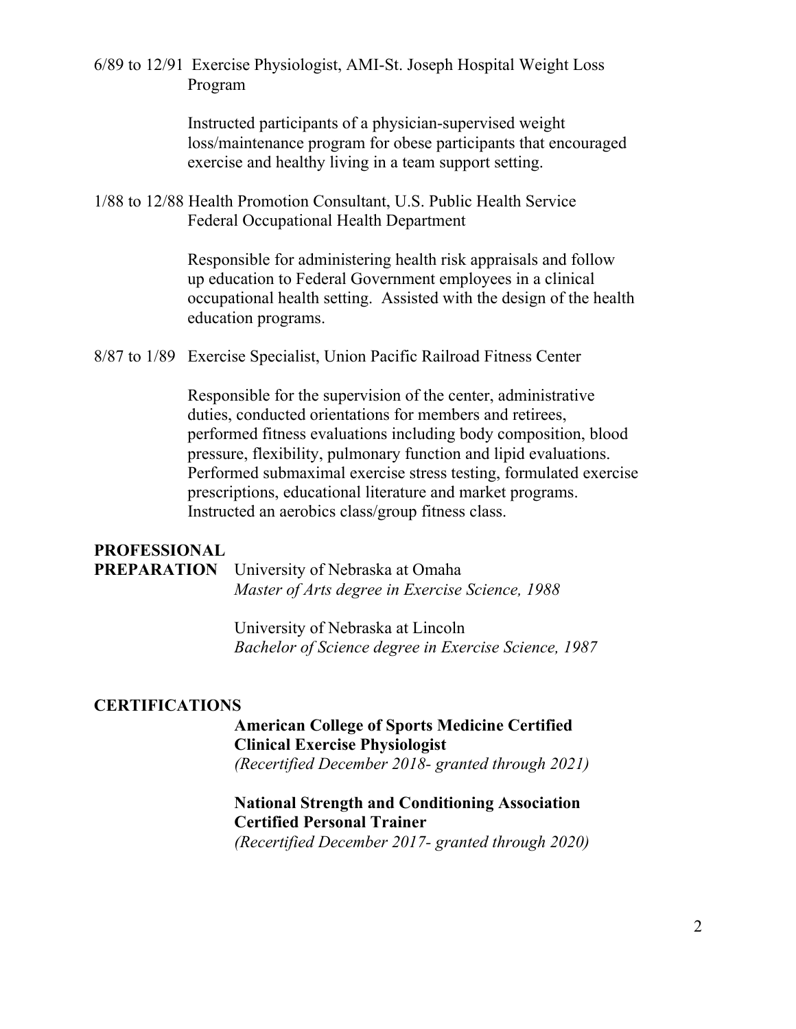6/89 to 12/91 Exercise Physiologist, AMI-St. Joseph Hospital Weight Loss Program

Instructed participants of a physician-supervised weight loss/maintenance program for obese participants that encouraged exercise and healthy living in a team support setting.

1/88 to 12/88 Health Promotion Consultant, U.S. Public Health Service Federal Occupational Health Department

Responsible for administering health risk appraisals and follow up education to Federal Government employees in a clinical occupational health setting. Assisted with the design of the health education programs.

8/87 to 1/89 Exercise Specialist, Union Pacific Railroad Fitness Center

Responsible for the supervision of the center, administrative duties, conducted orientations for members and retirees, performed fitness evaluations including body composition, blood pressure, flexibility, pulmonary function and lipid evaluations. Performed submaximal exercise stress testing, formulated exercise prescriptions, educational literature and market programs. Instructed an aerobics class/group fitness class.

## PROFESSIONAL PREPARATION

University of Nebraska at Omaha
*Master of Arts degree in Exercise Science, 1988*

University of Nebraska at Lincoln
*Bachelor of Science degree in Exercise Science, 1987*

## CERTIFICATIONS

**American College of Sports Medicine Certified Clinical Exercise Physiologist**
*(Recertified December 2018- granted through 2021)*

**National Strength and Conditioning Association Certified Personal Trainer**
*(Recertified December 2017- granted through 2020)*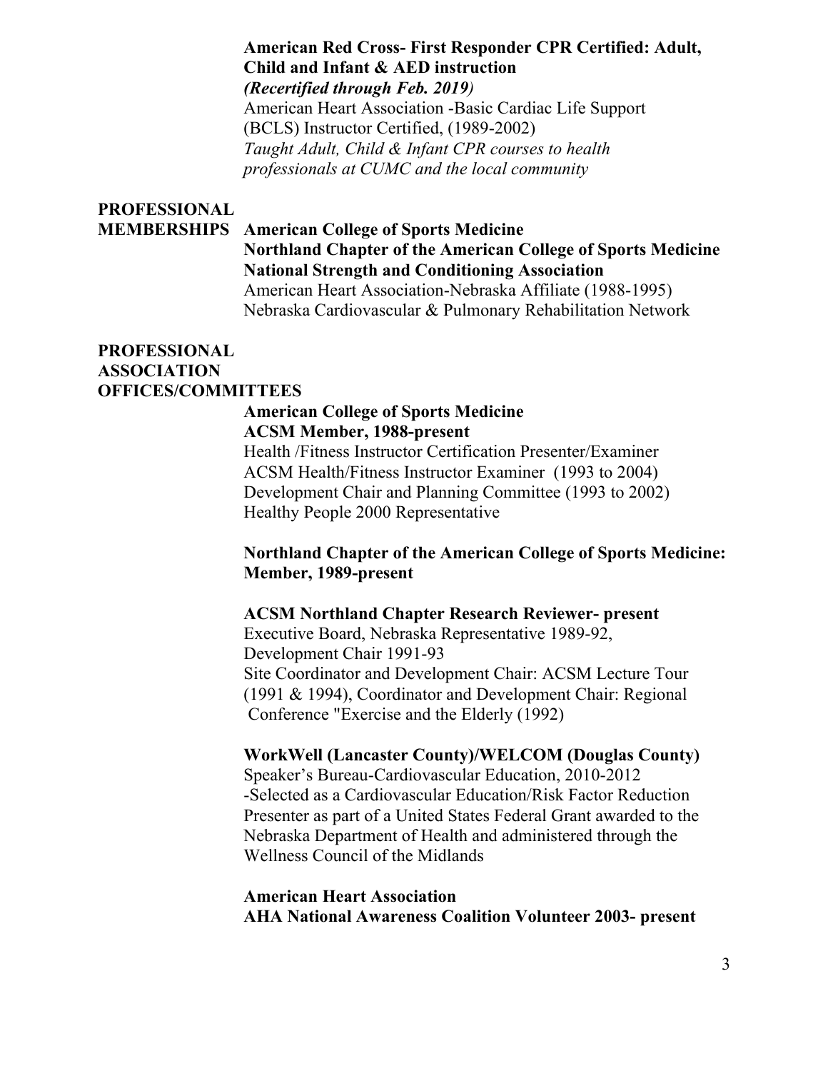**American Red Cross- First Responder CPR Certified: Adult, Child and Infant & AED instruction**
***(Recertified through Feb. 2019)***
American Heart Association -Basic Cardiac Life Support (BCLS) Instructor Certified, (1989-2002)
*Taught Adult, Child & Infant CPR courses to health professionals at CUMC and the local community*

**PROFESSIONAL MEMBERSHIPS**

**American College of Sports Medicine**
**Northland Chapter of the American College of Sports Medicine**
**National Strength and Conditioning Association**
American Heart Association-Nebraska Affiliate (1988-1995)
Nebraska Cardiovascular & Pulmonary Rehabilitation Network

**PROFESSIONAL ASSOCIATION OFFICES/COMMITTEES**

**American College of Sports Medicine**
**ACSM Member, 1988-present**
Health /Fitness Instructor Certification Presenter/Examiner
ACSM Health/Fitness Instructor Examiner (1993 to 2004)
Development Chair and Planning Committee (1993 to 2002)
Healthy People 2000 Representative

**Northland Chapter of the American College of Sports Medicine: Member, 1989-present**

**ACSM Northland Chapter Research Reviewer- present**
Executive Board, Nebraska Representative 1989-92,
Development Chair 1991-93
Site Coordinator and Development Chair: ACSM Lecture Tour (1991 & 1994), Coordinator and Development Chair: Regional Conference "Exercise and the Elderly (1992)

**WorkWell (Lancaster County)/WELCOM (Douglas County)**
Speaker's Bureau-Cardiovascular Education, 2010-2012
-Selected as a Cardiovascular Education/Risk Factor Reduction Presenter as part of a United States Federal Grant awarded to the Nebraska Department of Health and administered through the Wellness Council of the Midlands

**American Heart Association**
**AHA National Awareness Coalition Volunteer 2003- present**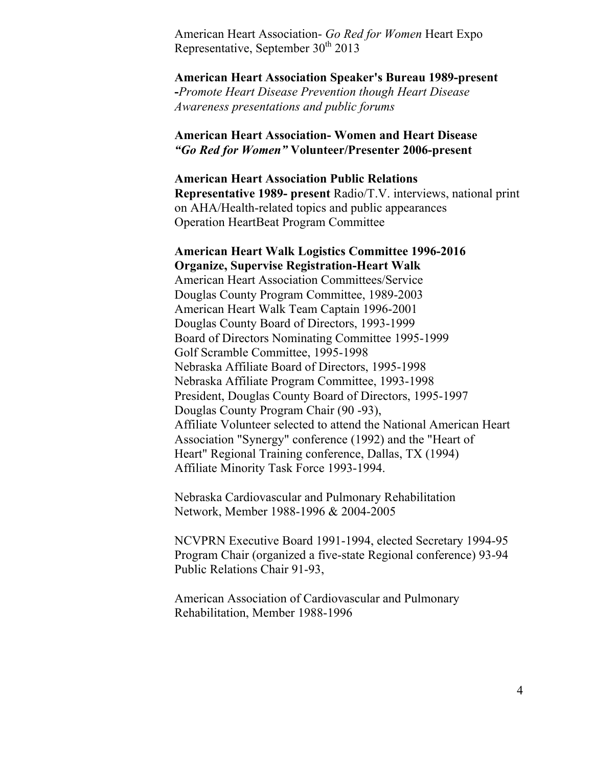American Heart Association- *Go Red for Women* Heart Expo Representative, September 30th 2013

**American Heart Association Speaker's Bureau 1989-present**
**-***Promote Heart Disease Prevention though Heart Disease Awareness presentations and public forums*

**American Heart Association- Women and Heart Disease** ***"Go Red for Women"*** **Volunteer/Presenter 2006-present**

**American Heart Association Public Relations Representative 1989- present** Radio/T.V. interviews, national print on AHA/Health-related topics and public appearances
Operation HeartBeat Program Committee

**American Heart Walk Logistics Committee 1996-2016**
**Organize, Supervise Registration-Heart Walk**
American Heart Association Committees/Service
Douglas County Program Committee, 1989-2003
American Heart Walk Team Captain 1996-2001
Douglas County Board of Directors, 1993-1999
Board of Directors Nominating Committee 1995-1999
Golf Scramble Committee, 1995-1998
Nebraska Affiliate Board of Directors, 1995-1998
Nebraska Affiliate Program Committee, 1993-1998
President, Douglas County Board of Directors, 1995-1997
Douglas County Program Chair (90 -93),
Affiliate Volunteer selected to attend the National American Heart Association "Synergy" conference (1992) and the "Heart of Heart" Regional Training conference, Dallas, TX (1994)
Affiliate Minority Task Force 1993-1994.

Nebraska Cardiovascular and Pulmonary Rehabilitation Network, Member 1988-1996 & 2004-2005

NCVPRN Executive Board 1991-1994, elected Secretary 1994-95
Program Chair (organized a five-state Regional conference) 93-94
Public Relations Chair 91-93,

American Association of Cardiovascular and Pulmonary Rehabilitation, Member 1988-1996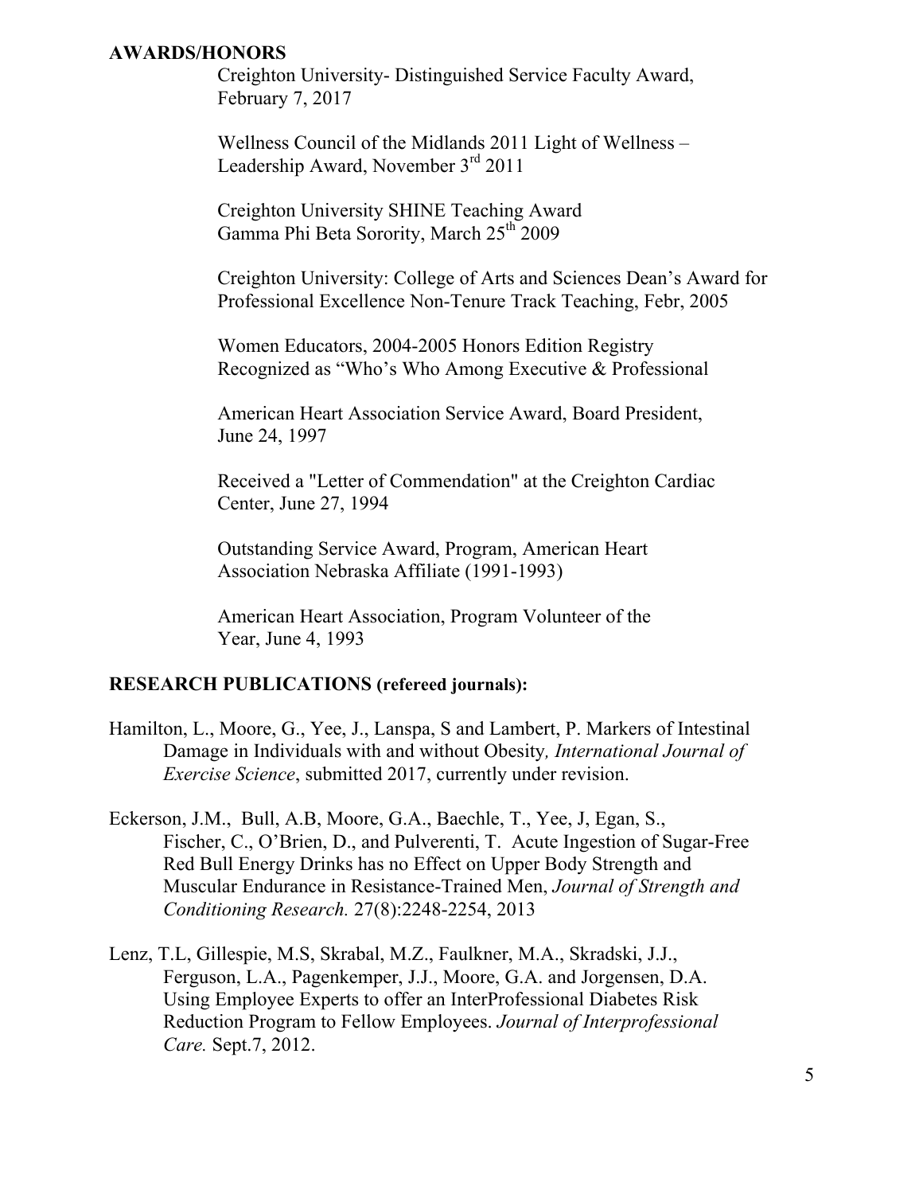## AWARDS/HONORS

Creighton University- Distinguished Service Faculty Award, February 7, 2017

Wellness Council of the Midlands 2011 Light of Wellness – Leadership Award, November 3rd 2011

Creighton University SHINE Teaching Award
Gamma Phi Beta Sorority, March 25th 2009

Creighton University: College of Arts and Sciences Dean's Award for Professional Excellence Non-Tenure Track Teaching, Febr, 2005

Women Educators, 2004-2005 Honors Edition Registry
Recognized as "Who's Who Among Executive & Professional

American Heart Association Service Award, Board President, June 24, 1997

Received a "Letter of Commendation" at the Creighton Cardiac Center, June 27, 1994

Outstanding Service Award, Program, American Heart Association Nebraska Affiliate (1991-1993)

American Heart Association, Program Volunteer of the Year, June 4, 1993

## RESEARCH PUBLICATIONS (refereed journals):

Hamilton, L., Moore, G., Yee, J., Lanspa, S and Lambert, P. Markers of Intestinal Damage in Individuals with and without Obesity*, International Journal of Exercise Science*, submitted 2017, currently under revision.

Eckerson, J.M., Bull, A.B, Moore, G.A., Baechle, T., Yee, J, Egan, S., Fischer, C., O'Brien, D., and Pulverenti, T. Acute Ingestion of Sugar-Free Red Bull Energy Drinks has no Effect on Upper Body Strength and Muscular Endurance in Resistance-Trained Men, *Journal of Strength and Conditioning Research.* 27(8):2248-2254, 2013

Lenz, T.L, Gillespie, M.S, Skrabal, M.Z., Faulkner, M.A., Skradski, J.J., Ferguson, L.A., Pagenkemper, J.J., Moore, G.A. and Jorgensen, D.A. Using Employee Experts to offer an InterProfessional Diabetes Risk Reduction Program to Fellow Employees. *Journal of Interprofessional Care.* Sept.7, 2012.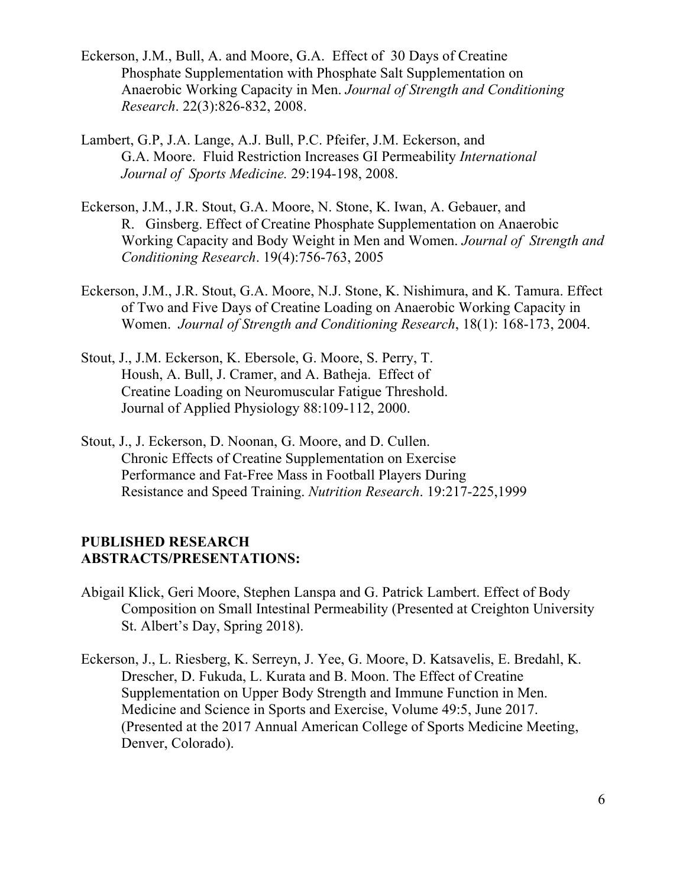Eckerson, J.M., Bull, A. and Moore, G.A. Effect of 30 Days of Creatine Phosphate Supplementation with Phosphate Salt Supplementation on Anaerobic Working Capacity in Men. *Journal of Strength and Conditioning Research*. 22(3):826-832, 2008.

Lambert, G.P, J.A. Lange, A.J. Bull, P.C. Pfeifer, J.M. Eckerson, and G.A. Moore. Fluid Restriction Increases GI Permeability *International Journal of Sports Medicine.* 29:194-198, 2008.

Eckerson, J.M., J.R. Stout, G.A. Moore, N. Stone, K. Iwan, A. Gebauer, and R. Ginsberg. Effect of Creatine Phosphate Supplementation on Anaerobic Working Capacity and Body Weight in Men and Women. *Journal of Strength and Conditioning Research*. 19(4):756-763, 2005

Eckerson, J.M., J.R. Stout, G.A. Moore, N.J. Stone, K. Nishimura, and K. Tamura. Effect of Two and Five Days of Creatine Loading on Anaerobic Working Capacity in Women. *Journal of Strength and Conditioning Research*, 18(1): 168-173, 2004.

Stout, J., J.M. Eckerson, K. Ebersole, G. Moore, S. Perry, T. Housh, A. Bull, J. Cramer, and A. Batheja. Effect of Creatine Loading on Neuromuscular Fatigue Threshold. Journal of Applied Physiology 88:109-112, 2000.

Stout, J., J. Eckerson, D. Noonan, G. Moore, and D. Cullen. Chronic Effects of Creatine Supplementation on Exercise Performance and Fat-Free Mass in Football Players During Resistance and Speed Training. *Nutrition Research*. 19:217-225,1999

**PUBLISHED RESEARCH ABSTRACTS/PRESENTATIONS:**

Abigail Klick, Geri Moore, Stephen Lanspa and G. Patrick Lambert. Effect of Body Composition on Small Intestinal Permeability (Presented at Creighton University St. Albert's Day, Spring 2018).

Eckerson, J., L. Riesberg, K. Serreyn, J. Yee, G. Moore, D. Katsavelis, E. Bredahl, K. Drescher, D. Fukuda, L. Kurata and B. Moon. The Effect of Creatine Supplementation on Upper Body Strength and Immune Function in Men. Medicine and Science in Sports and Exercise, Volume 49:5, June 2017. (Presented at the 2017 Annual American College of Sports Medicine Meeting, Denver, Colorado).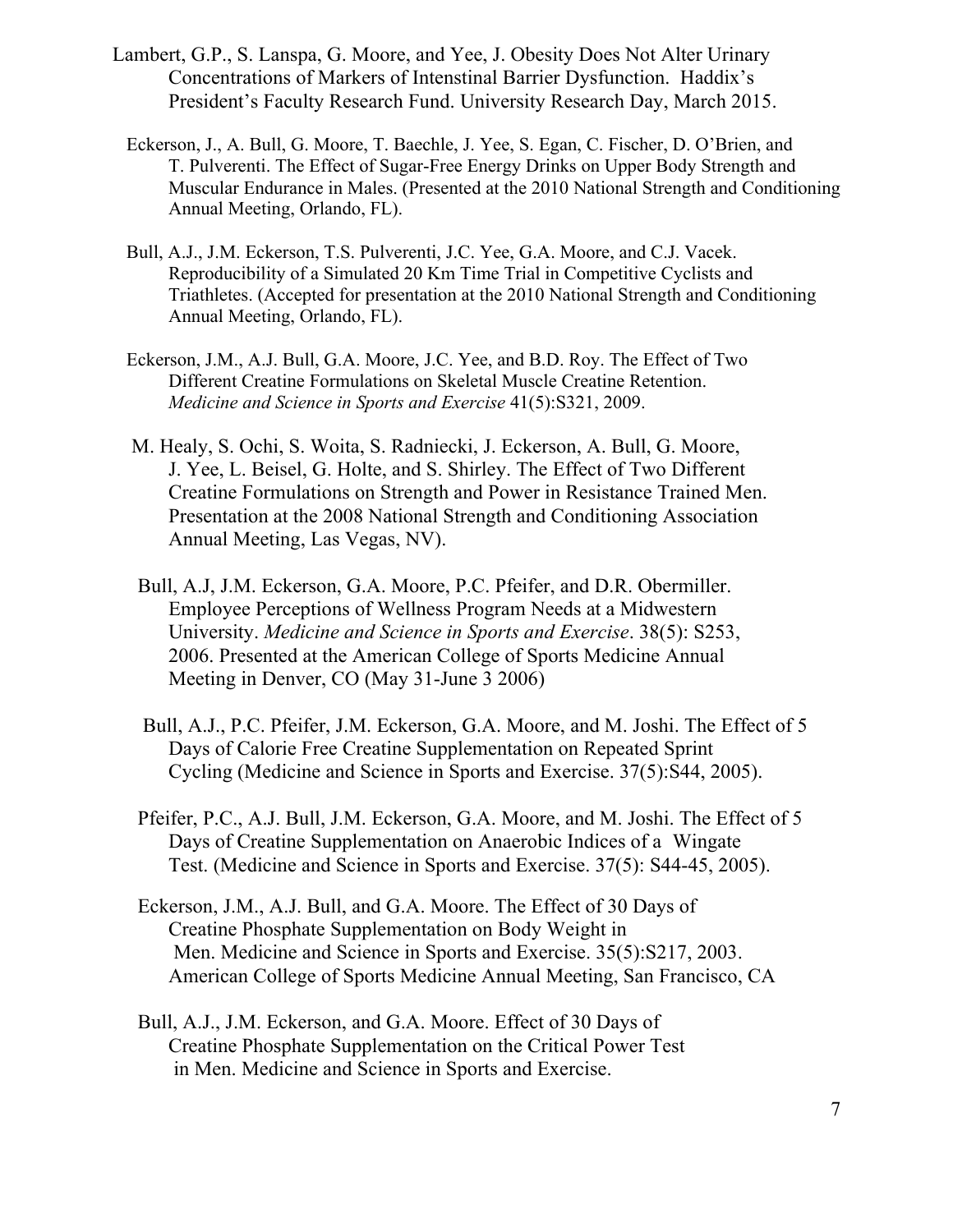Lambert, G.P., S. Lanspa, G. Moore, and Yee, J. Obesity Does Not Alter Urinary Concentrations of Markers of Intenstinal Barrier Dysfunction. Haddix's President's Faculty Research Fund. University Research Day, March 2015.

Eckerson, J., A. Bull, G. Moore, T. Baechle, J. Yee, S. Egan, C. Fischer, D. O'Brien, and T. Pulverenti. The Effect of Sugar-Free Energy Drinks on Upper Body Strength and Muscular Endurance in Males. (Presented at the 2010 National Strength and Conditioning Annual Meeting, Orlando, FL).

Bull, A.J., J.M. Eckerson, T.S. Pulverenti, J.C. Yee, G.A. Moore, and C.J. Vacek. Reproducibility of a Simulated 20 Km Time Trial in Competitive Cyclists and Triathletes. (Accepted for presentation at the 2010 National Strength and Conditioning Annual Meeting, Orlando, FL).

Eckerson, J.M., A.J. Bull, G.A. Moore, J.C. Yee, and B.D. Roy. The Effect of Two Different Creatine Formulations on Skeletal Muscle Creatine Retention. *Medicine and Science in Sports and Exercise* 41(5):S321, 2009.

M. Healy, S. Ochi, S. Woita, S. Radniecki, J. Eckerson, A. Bull, G. Moore, J. Yee, L. Beisel, G. Holte, and S. Shirley. The Effect of Two Different Creatine Formulations on Strength and Power in Resistance Trained Men. Presentation at the 2008 National Strength and Conditioning Association Annual Meeting, Las Vegas, NV).

Bull, A.J, J.M. Eckerson, G.A. Moore, P.C. Pfeifer, and D.R. Obermiller. Employee Perceptions of Wellness Program Needs at a Midwestern University. *Medicine and Science in Sports and Exercise*. 38(5): S253, 2006. Presented at the American College of Sports Medicine Annual Meeting in Denver, CO (May 31-June 3 2006)

Bull, A.J., P.C. Pfeifer, J.M. Eckerson, G.A. Moore, and M. Joshi. The Effect of 5 Days of Calorie Free Creatine Supplementation on Repeated Sprint Cycling (Medicine and Science in Sports and Exercise. 37(5):S44, 2005).

Pfeifer, P.C., A.J. Bull, J.M. Eckerson, G.A. Moore, and M. Joshi. The Effect of 5 Days of Creatine Supplementation on Anaerobic Indices of a Wingate Test. (Medicine and Science in Sports and Exercise. 37(5): S44-45, 2005).

Eckerson, J.M., A.J. Bull, and G.A. Moore. The Effect of 30 Days of Creatine Phosphate Supplementation on Body Weight in Men. Medicine and Science in Sports and Exercise. 35(5):S217, 2003. American College of Sports Medicine Annual Meeting, San Francisco, CA

Bull, A.J., J.M. Eckerson, and G.A. Moore. Effect of 30 Days of Creatine Phosphate Supplementation on the Critical Power Test in Men. Medicine and Science in Sports and Exercise.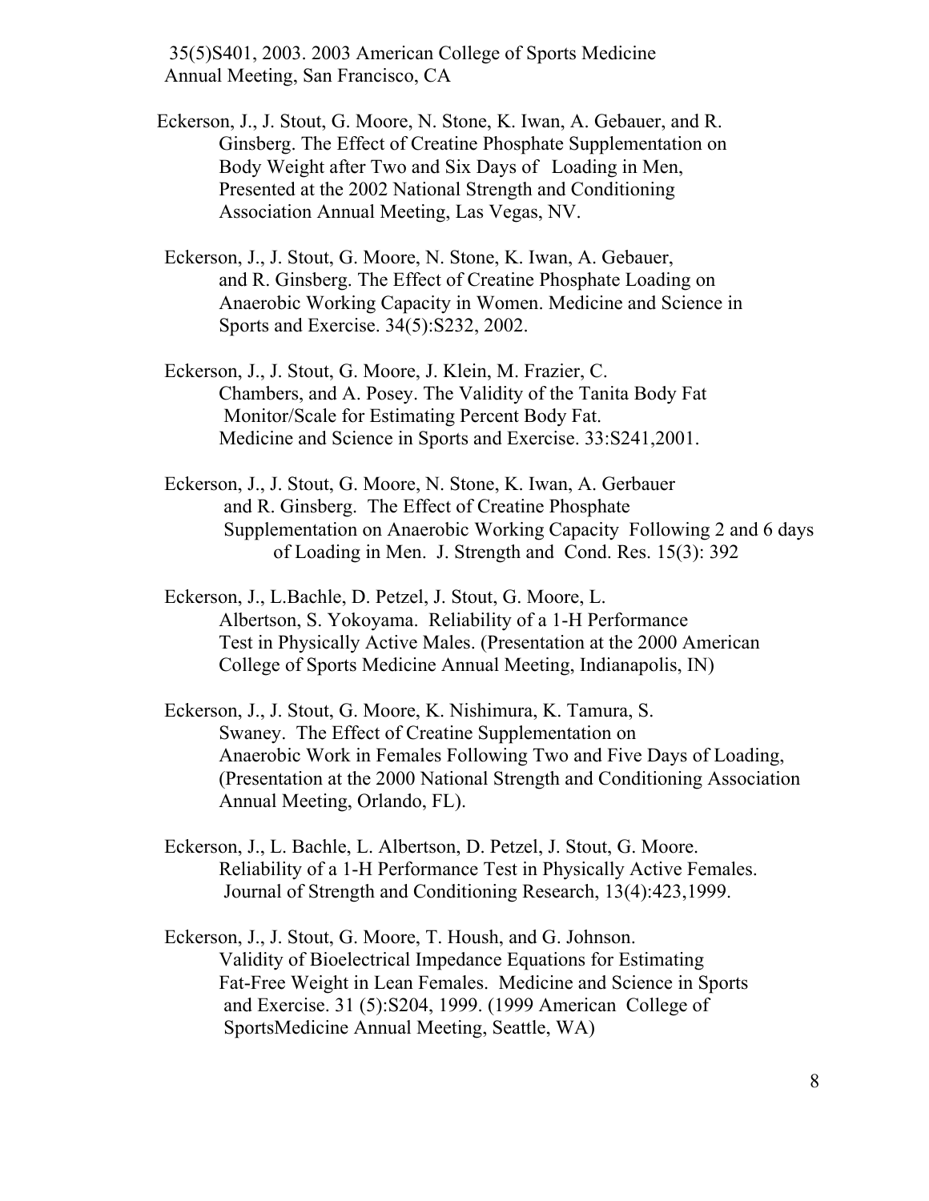35(5)S401, 2003. 2003 American College of Sports Medicine Annual Meeting, San Francisco, CA

Eckerson, J., J. Stout, G. Moore, N. Stone, K. Iwan, A. Gebauer, and R. Ginsberg. The Effect of Creatine Phosphate Supplementation on Body Weight after Two and Six Days of Loading in Men, Presented at the 2002 National Strength and Conditioning Association Annual Meeting, Las Vegas, NV.

Eckerson, J., J. Stout, G. Moore, N. Stone, K. Iwan, A. Gebauer, and R. Ginsberg. The Effect of Creatine Phosphate Loading on Anaerobic Working Capacity in Women. Medicine and Science in Sports and Exercise. 34(5):S232, 2002.

Eckerson, J., J. Stout, G. Moore, J. Klein, M. Frazier, C. Chambers, and A. Posey. The Validity of the Tanita Body Fat Monitor/Scale for Estimating Percent Body Fat. Medicine and Science in Sports and Exercise. 33:S241,2001.

Eckerson, J., J. Stout, G. Moore, N. Stone, K. Iwan, A. Gerbauer and R. Ginsberg. The Effect of Creatine Phosphate Supplementation on Anaerobic Working Capacity Following 2 and 6 days of Loading in Men. J. Strength and Cond. Res. 15(3): 392

Eckerson, J., L.Bachle, D. Petzel, J. Stout, G. Moore, L. Albertson, S. Yokoyama. Reliability of a 1-H Performance Test in Physically Active Males. (Presentation at the 2000 American College of Sports Medicine Annual Meeting, Indianapolis, IN)

Eckerson, J., J. Stout, G. Moore, K. Nishimura, K. Tamura, S. Swaney. The Effect of Creatine Supplementation on Anaerobic Work in Females Following Two and Five Days of Loading, (Presentation at the 2000 National Strength and Conditioning Association Annual Meeting, Orlando, FL).

Eckerson, J., L. Bachle, L. Albertson, D. Petzel, J. Stout, G. Moore. Reliability of a 1-H Performance Test in Physically Active Females. Journal of Strength and Conditioning Research, 13(4):423,1999.

Eckerson, J., J. Stout, G. Moore, T. Housh, and G. Johnson. Validity of Bioelectrical Impedance Equations for Estimating Fat-Free Weight in Lean Females. Medicine and Science in Sports and Exercise. 31 (5):S204, 1999. (1999 American College of SportsMedicine Annual Meeting, Seattle, WA)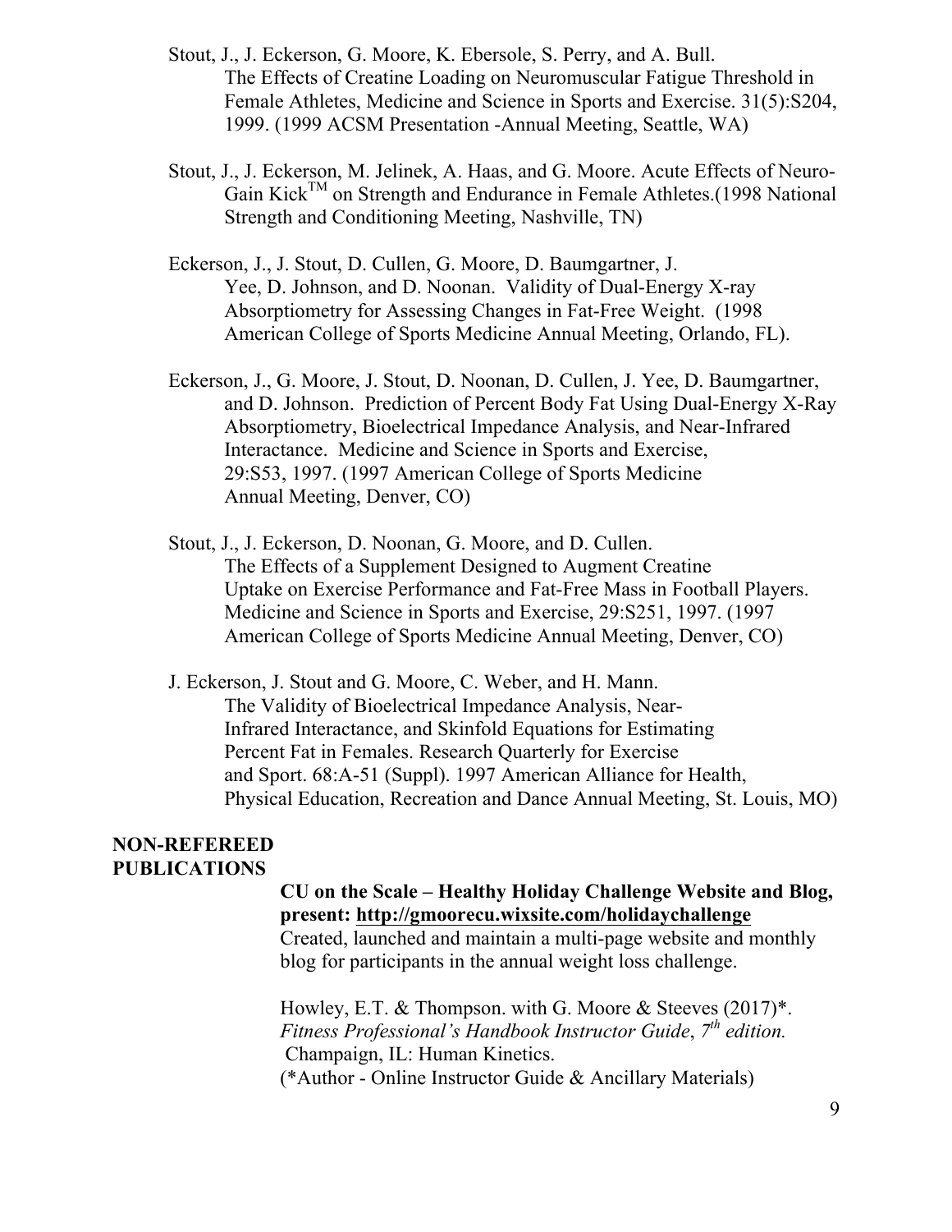Stout, J., J. Eckerson, G. Moore, K. Ebersole, S. Perry, and A. Bull. The Effects of Creatine Loading on Neuromuscular Fatigue Threshold in Female Athletes, Medicine and Science in Sports and Exercise. 31(5):S204, 1999. (1999 ACSM Presentation -Annual Meeting, Seattle, WA)

Stout, J., J. Eckerson, M. Jelinek, A. Haas, and G. Moore. Acute Effects of Neuro-Gain Kick™ on Strength and Endurance in Female Athletes.(1998 National Strength and Conditioning Meeting, Nashville, TN)

Eckerson, J., J. Stout, D. Cullen, G. Moore, D. Baumgartner, J. Yee, D. Johnson, and D. Noonan. Validity of Dual-Energy X-ray Absorptiometry for Assessing Changes in Fat-Free Weight. (1998 American College of Sports Medicine Annual Meeting, Orlando, FL).

Eckerson, J., G. Moore, J. Stout, D. Noonan, D. Cullen, J. Yee, D. Baumgartner, and D. Johnson. Prediction of Percent Body Fat Using Dual-Energy X-Ray Absorptiometry, Bioelectrical Impedance Analysis, and Near-Infrared Interactance. Medicine and Science in Sports and Exercise, 29:S53, 1997. (1997 American College of Sports Medicine Annual Meeting, Denver, CO)

Stout, J., J. Eckerson, D. Noonan, G. Moore, and D. Cullen. The Effects of a Supplement Designed to Augment Creatine Uptake on Exercise Performance and Fat-Free Mass in Football Players. Medicine and Science in Sports and Exercise, 29:S251, 1997. (1997 American College of Sports Medicine Annual Meeting, Denver, CO)

J. Eckerson, J. Stout and G. Moore, C. Weber, and H. Mann. The Validity of Bioelectrical Impedance Analysis, Near-Infrared Interactance, and Skinfold Equations for Estimating Percent Fat in Females. Research Quarterly for Exercise and Sport. 68:A-51 (Suppl). 1997 American Alliance for Health, Physical Education, Recreation and Dance Annual Meeting, St. Louis, MO)

**NON-REFEREED PUBLICATIONS**

**CU on the Scale – Healthy Holiday Challenge Website and Blog, present: http://gmoorecu.wixsite.com/holidaychallenge**
Created, launched and maintain a multi-page website and monthly blog for participants in the annual weight loss challenge.

Howley, E.T. & Thompson. with G. Moore & Steeves (2017)*. *Fitness Professional's Handbook Instructor Guide*, *7th edition.* Champaign, IL: Human Kinetics.
(*Author - Online Instructor Guide & Ancillary Materials)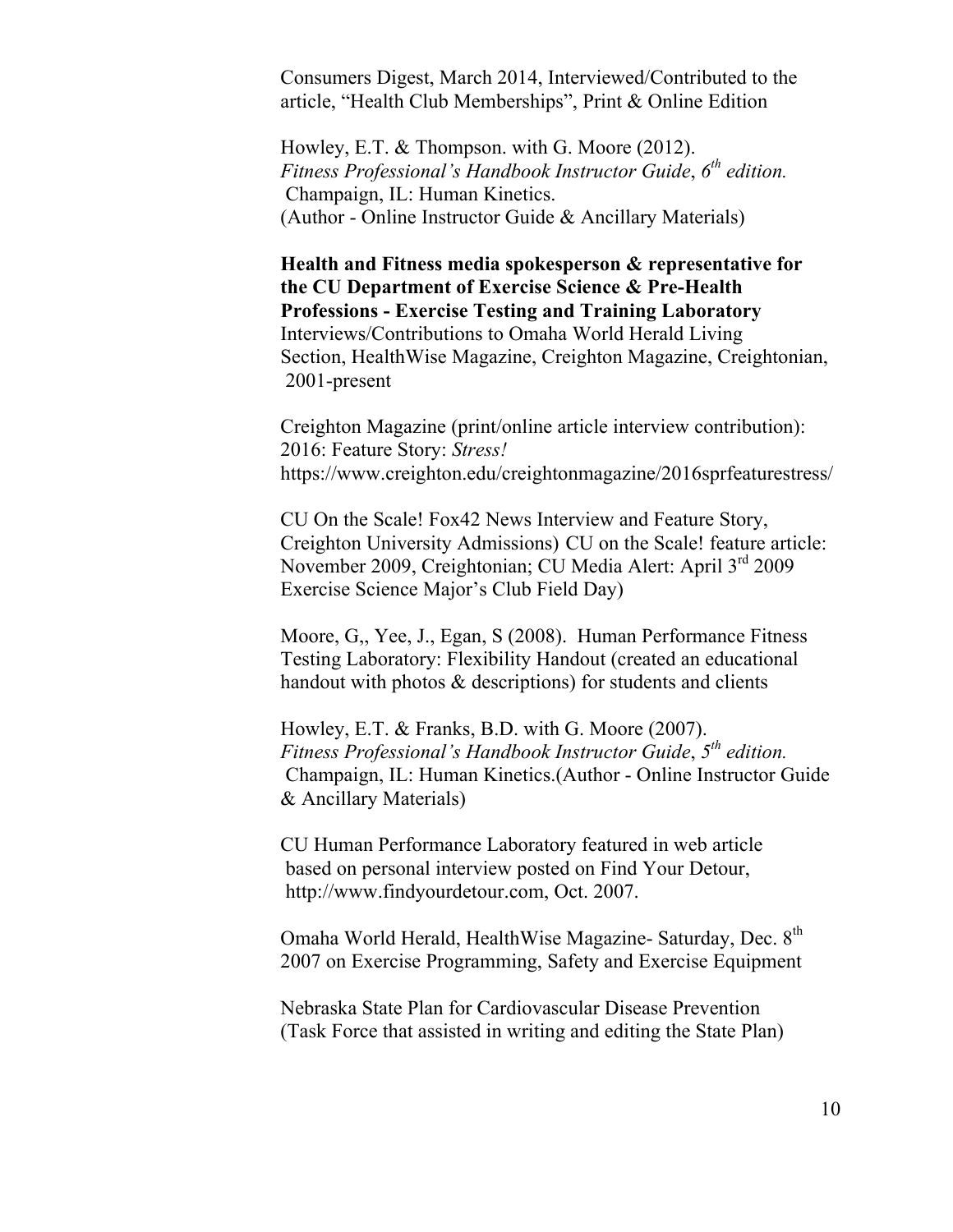Consumers Digest, March 2014, Interviewed/Contributed to the article, "Health Club Memberships", Print & Online Edition

Howley, E.T. & Thompson. with G. Moore (2012). *Fitness Professional's Handbook Instructor Guide*, *6th edition.* Champaign, IL: Human Kinetics. (Author - Online Instructor Guide & Ancillary Materials)

**Health and Fitness media spokesperson & representative for the CU Department of Exercise Science & Pre-Health Professions - Exercise Testing and Training Laboratory** Interviews/Contributions to Omaha World Herald Living Section, HealthWise Magazine, Creighton Magazine, Creightonian, 2001-present

Creighton Magazine (print/online article interview contribution): 2016: Feature Story: *Stress!* https://www.creighton.edu/creightonmagazine/2016sprfeaturestress/

CU On the Scale! Fox42 News Interview and Feature Story, Creighton University Admissions) CU on the Scale! feature article: November 2009, Creightonian; CU Media Alert: April 3rd 2009 Exercise Science Major's Club Field Day)

Moore, G,, Yee, J., Egan, S (2008). Human Performance Fitness Testing Laboratory: Flexibility Handout (created an educational handout with photos & descriptions) for students and clients

Howley, E.T. & Franks, B.D. with G. Moore (2007). *Fitness Professional's Handbook Instructor Guide*, *5th edition.* Champaign, IL: Human Kinetics.(Author - Online Instructor Guide & Ancillary Materials)

CU Human Performance Laboratory featured in web article based on personal interview posted on Find Your Detour, http://www.findyourdetour.com, Oct. 2007.

Omaha World Herald, HealthWise Magazine- Saturday, Dec. 8th 2007 on Exercise Programming, Safety and Exercise Equipment

Nebraska State Plan for Cardiovascular Disease Prevention (Task Force that assisted in writing and editing the State Plan)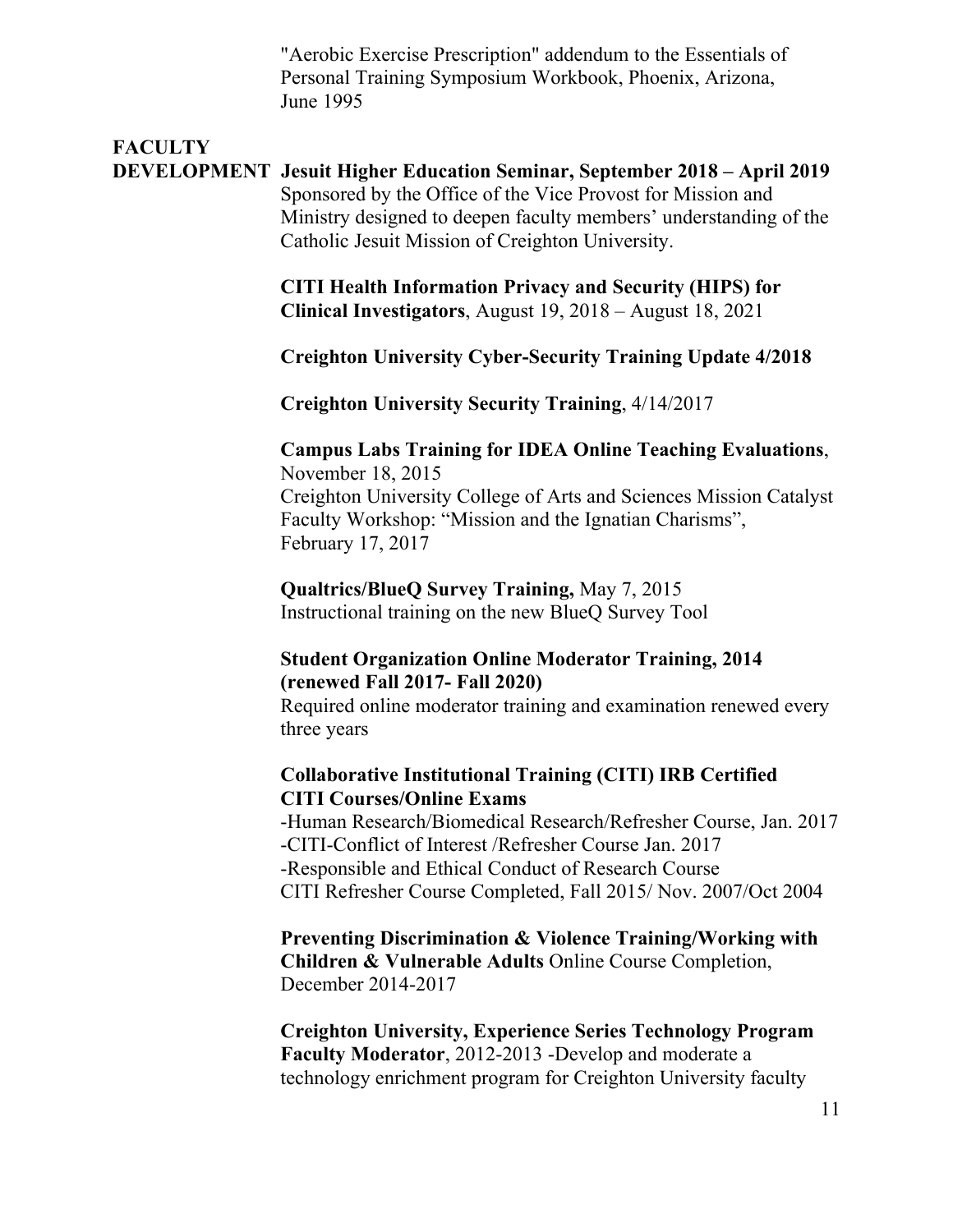"Aerobic Exercise Prescription" addendum to the Essentials of Personal Training Symposium Workbook, Phoenix, Arizona, June 1995

## FACULTY DEVELOPMENT

**Jesuit Higher Education Seminar, September 2018 – April 2019**
Sponsored by the Office of the Vice Provost for Mission and Ministry designed to deepen faculty members' understanding of the Catholic Jesuit Mission of Creighton University.

**CITI Health Information Privacy and Security (HIPS) for Clinical Investigators**, August 19, 2018 – August 18, 2021

**Creighton University Cyber-Security Training Update 4/2018**

**Creighton University Security Training**, 4/14/2017

**Campus Labs Training for IDEA Online Teaching Evaluations**, November 18, 2015
Creighton University College of Arts and Sciences Mission Catalyst Faculty Workshop: "Mission and the Ignatian Charisms", February 17, 2017

**Qualtrics/BlueQ Survey Training,** May 7, 2015
Instructional training on the new BlueQ Survey Tool

**Student Organization Online Moderator Training, 2014 (renewed Fall 2017- Fall 2020)**
Required online moderator training and examination renewed every three years

**Collaborative Institutional Training (CITI) IRB Certified CITI Courses/Online Exams**
-Human Research/Biomedical Research/Refresher Course, Jan. 2017
-CITI-Conflict of Interest /Refresher Course Jan. 2017
-Responsible and Ethical Conduct of Research Course
CITI Refresher Course Completed, Fall 2015/ Nov. 2007/Oct 2004

**Preventing Discrimination & Violence Training/Working with Children & Vulnerable Adults** Online Course Completion, December 2014-2017

**Creighton University, Experience Series Technology Program Faculty Moderator**, 2012-2013 -Develop and moderate a technology enrichment program for Creighton University faculty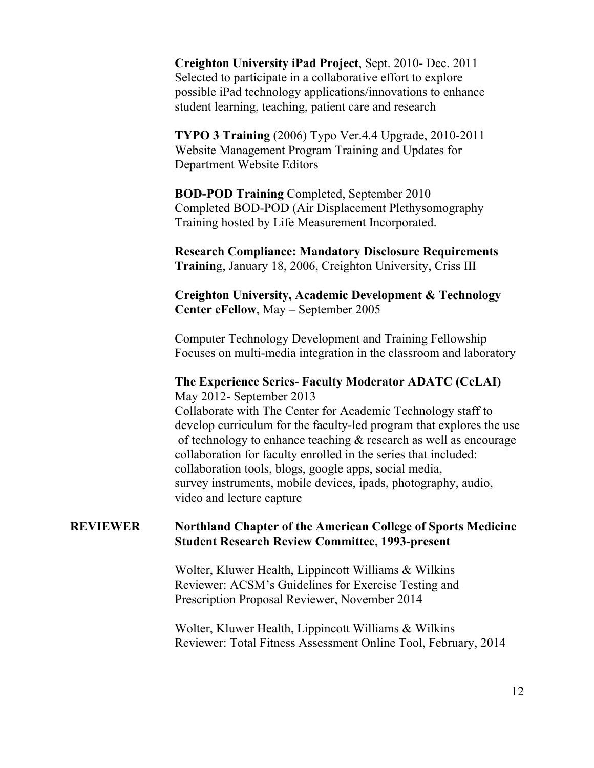**Creighton University iPad Project**, Sept. 2010- Dec. 2011
Selected to participate in a collaborative effort to explore possible iPad technology applications/innovations to enhance student learning, teaching, patient care and research

**TYPO 3 Training** (2006) Typo Ver.4.4 Upgrade, 2010-2011
Website Management Program Training and Updates for Department Website Editors

**BOD-POD Training** Completed, September 2010
Completed BOD-POD (Air Displacement Plethysomography Training hosted by Life Measurement Incorporated.

**Research Compliance: Mandatory Disclosure Requirements Trainin**g, January 18, 2006, Creighton University, Criss III

**Creighton University, Academic Development & Technology Center eFellow**, May – September 2005

Computer Technology Development and Training Fellowship
Focuses on multi-media integration in the classroom and laboratory

**The Experience Series- Faculty Moderator ADATC (CeLAI)**
May 2012- September 2013
Collaborate with The Center for Academic Technology staff to develop curriculum for the faculty-led program that explores the use of technology to enhance teaching & research as well as encourage collaboration for faculty enrolled in the series that included: collaboration tools, blogs, google apps, social media, survey instruments, mobile devices, ipads, photography, audio, video and lecture capture

## REVIEWER

**Northland Chapter of the American College of Sports Medicine Student Research Review Committee**, **1993-present**

Wolter, Kluwer Health, Lippincott Williams & Wilkins
Reviewer: ACSM's Guidelines for Exercise Testing and Prescription Proposal Reviewer, November 2014

Wolter, Kluwer Health, Lippincott Williams & Wilkins
Reviewer: Total Fitness Assessment Online Tool, February, 2014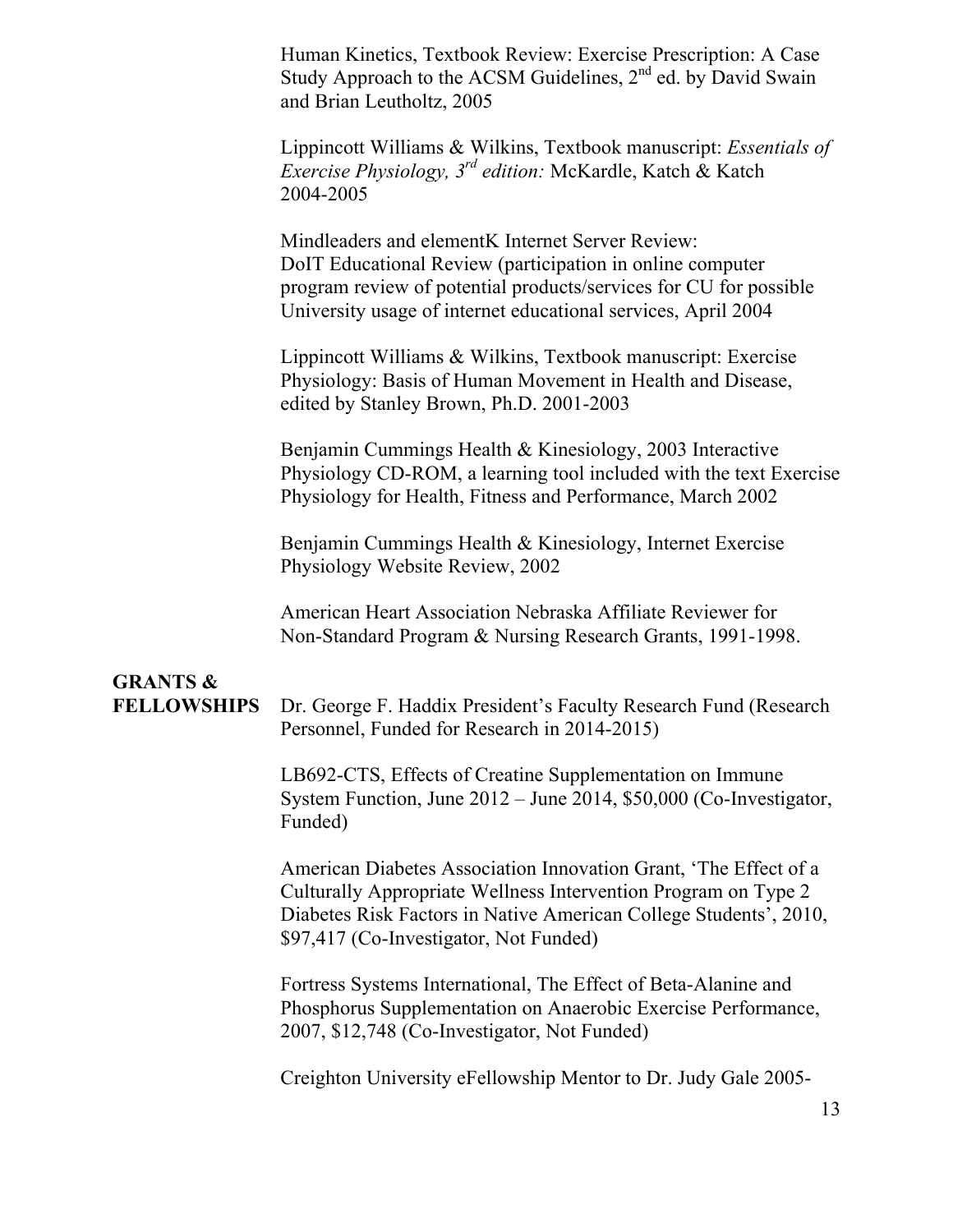Human Kinetics, Textbook Review: Exercise Prescription: A Case Study Approach to the ACSM Guidelines, 2nd ed. by David Swain and Brian Leutholtz, 2005

Lippincott Williams & Wilkins, Textbook manuscript: *Essentials of Exercise Physiology, 3rd edition:* McKardle, Katch & Katch 2004-2005

Mindleaders and elementK Internet Server Review: DoIT Educational Review (participation in online computer program review of potential products/services for CU for possible University usage of internet educational services, April 2004

Lippincott Williams & Wilkins, Textbook manuscript: Exercise Physiology: Basis of Human Movement in Health and Disease, edited by Stanley Brown, Ph.D. 2001-2003

Benjamin Cummings Health & Kinesiology, 2003 Interactive Physiology CD-ROM, a learning tool included with the text Exercise Physiology for Health, Fitness and Performance, March 2002

Benjamin Cummings Health & Kinesiology, Internet Exercise Physiology Website Review, 2002

American Heart Association Nebraska Affiliate Reviewer for Non-Standard Program & Nursing Research Grants, 1991-1998.

**GRANTS & FELLOWSHIPS**

Dr. George F. Haddix President's Faculty Research Fund (Research Personnel, Funded for Research in 2014-2015)

LB692-CTS, Effects of Creatine Supplementation on Immune System Function, June 2012 – June 2014, $50,000 (Co-Investigator, Funded)

American Diabetes Association Innovation Grant, 'The Effect of a Culturally Appropriate Wellness Intervention Program on Type 2 Diabetes Risk Factors in Native American College Students', 2010, $97,417 (Co-Investigator, Not Funded)

Fortress Systems International, The Effect of Beta-Alanine and Phosphorus Supplementation on Anaerobic Exercise Performance, 2007, $12,748 (Co-Investigator, Not Funded)

Creighton University eFellowship Mentor to Dr. Judy Gale 2005-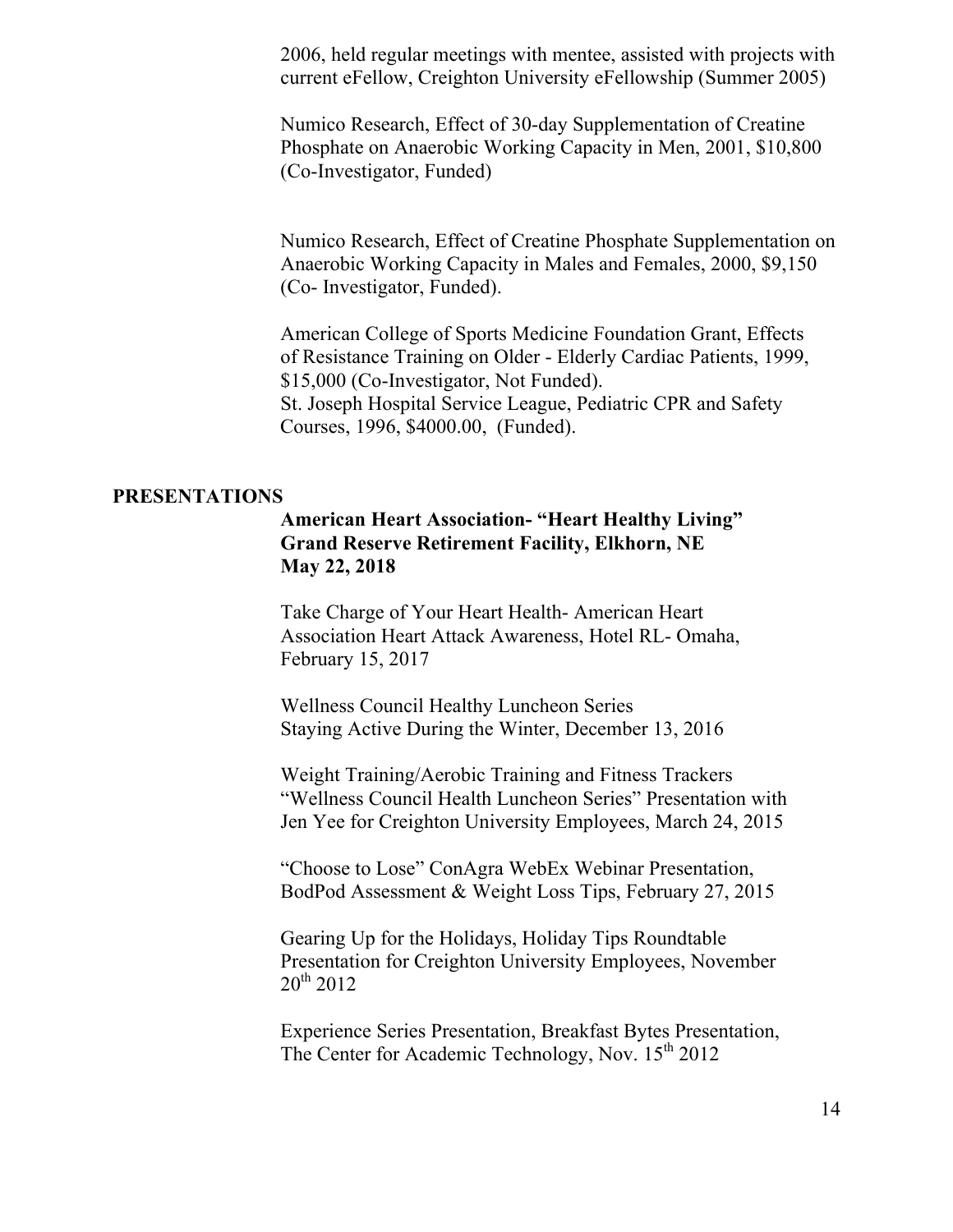2006, held regular meetings with mentee, assisted with projects with current eFellow, Creighton University eFellowship (Summer 2005)

Numico Research, Effect of 30-day Supplementation of Creatine Phosphate on Anaerobic Working Capacity in Men, 2001, $10,800 (Co-Investigator, Funded)

Numico Research, Effect of Creatine Phosphate Supplementation on Anaerobic Working Capacity in Males and Females, 2000, $9,150 (Co- Investigator, Funded).

American College of Sports Medicine Foundation Grant, Effects of Resistance Training on Older - Elderly Cardiac Patients, 1999, $15,000 (Co-Investigator, Not Funded).
St. Joseph Hospital Service League, Pediatric CPR and Safety Courses, 1996, $4000.00, (Funded).

## PRESENTATIONS

**American Heart Association- "Heart Healthy Living"**
**Grand Reserve Retirement Facility, Elkhorn, NE**
**May 22, 2018**

Take Charge of Your Heart Health- American Heart Association Heart Attack Awareness, Hotel RL- Omaha, February 15, 2017

Wellness Council Healthy Luncheon Series
Staying Active During the Winter, December 13, 2016

Weight Training/Aerobic Training and Fitness Trackers "Wellness Council Health Luncheon Series" Presentation with Jen Yee for Creighton University Employees, March 24, 2015

"Choose to Lose" ConAgra WebEx Webinar Presentation, BodPod Assessment & Weight Loss Tips, February 27, 2015

Gearing Up for the Holidays, Holiday Tips Roundtable Presentation for Creighton University Employees, November 20th 2012

Experience Series Presentation, Breakfast Bytes Presentation, The Center for Academic Technology, Nov. 15th 2012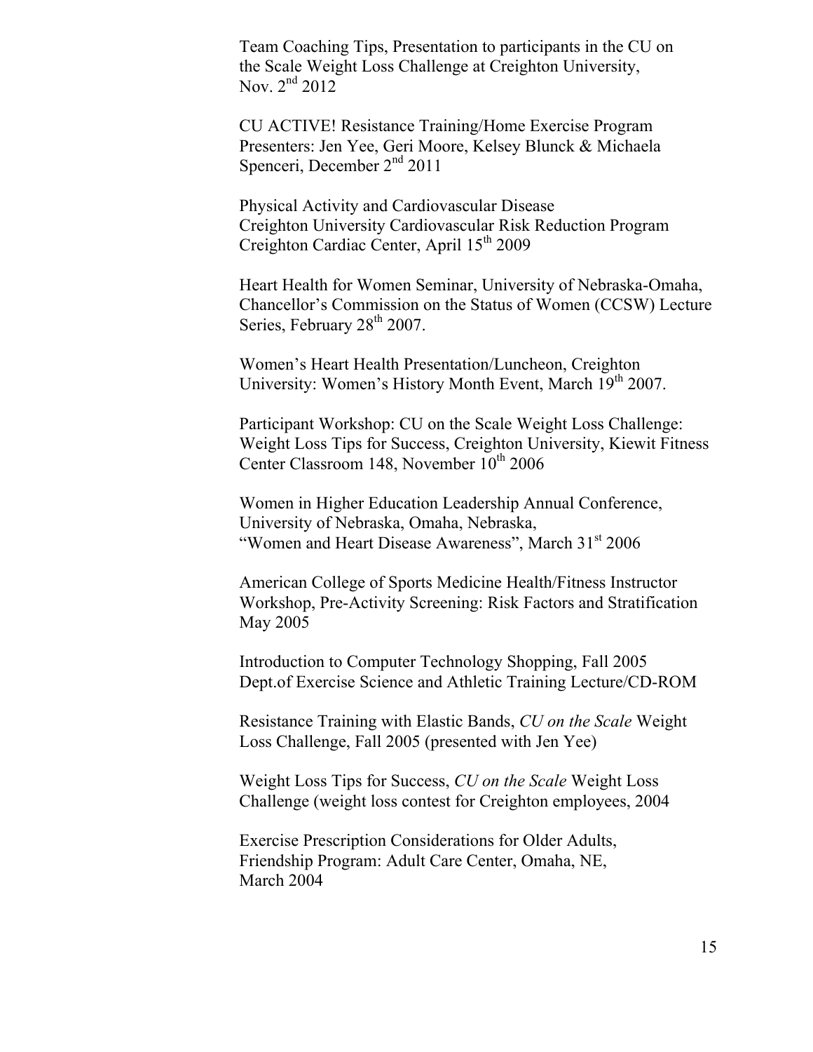Team Coaching Tips, Presentation to participants in the CU on the Scale Weight Loss Challenge at Creighton University, Nov. 2nd 2012

CU ACTIVE! Resistance Training/Home Exercise Program Presenters: Jen Yee, Geri Moore, Kelsey Blunck & Michaela Spenceri, December 2nd 2011

Physical Activity and Cardiovascular Disease
Creighton University Cardiovascular Risk Reduction Program
Creighton Cardiac Center, April 15th 2009

Heart Health for Women Seminar, University of Nebraska-Omaha, Chancellor's Commission on the Status of Women (CCSW) Lecture Series, February 28th 2007.

Women's Heart Health Presentation/Luncheon, Creighton University: Women's History Month Event, March 19th 2007.

Participant Workshop: CU on the Scale Weight Loss Challenge: Weight Loss Tips for Success, Creighton University, Kiewit Fitness Center Classroom 148, November 10th 2006

Women in Higher Education Leadership Annual Conference, University of Nebraska, Omaha, Nebraska,
"Women and Heart Disease Awareness", March 31st 2006

American College of Sports Medicine Health/Fitness Instructor Workshop, Pre-Activity Screening: Risk Factors and Stratification May 2005

Introduction to Computer Technology Shopping, Fall 2005
Dept.of Exercise Science and Athletic Training Lecture/CD-ROM

Resistance Training with Elastic Bands, *CU on the Scale* Weight Loss Challenge, Fall 2005 (presented with Jen Yee)

Weight Loss Tips for Success, *CU on the Scale* Weight Loss Challenge (weight loss contest for Creighton employees, 2004

Exercise Prescription Considerations for Older Adults, Friendship Program: Adult Care Center, Omaha, NE,
March 2004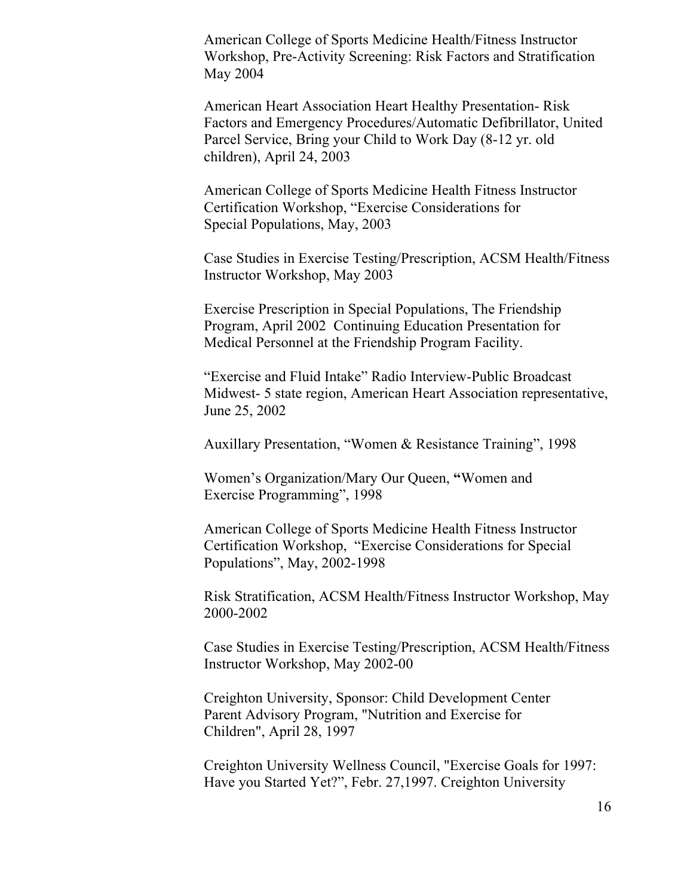American College of Sports Medicine Health/Fitness Instructor Workshop, Pre-Activity Screening: Risk Factors and Stratification May 2004

American Heart Association Heart Healthy Presentation- Risk Factors and Emergency Procedures/Automatic Defibrillator, United Parcel Service, Bring your Child to Work Day (8-12 yr. old children), April 24, 2003

American College of Sports Medicine Health Fitness Instructor Certification Workshop, "Exercise Considerations for Special Populations, May, 2003

Case Studies in Exercise Testing/Prescription, ACSM Health/Fitness Instructor Workshop, May 2003

Exercise Prescription in Special Populations, The Friendship Program, April 2002 Continuing Education Presentation for Medical Personnel at the Friendship Program Facility.

"Exercise and Fluid Intake" Radio Interview-Public Broadcast Midwest- 5 state region, American Heart Association representative, June 25, 2002

Auxillary Presentation, "Women & Resistance Training", 1998

Women's Organization/Mary Our Queen, **"**Women and Exercise Programming", 1998

American College of Sports Medicine Health Fitness Instructor Certification Workshop, "Exercise Considerations for Special Populations", May, 2002-1998

Risk Stratification, ACSM Health/Fitness Instructor Workshop, May 2000-2002

Case Studies in Exercise Testing/Prescription, ACSM Health/Fitness Instructor Workshop, May 2002-00

Creighton University, Sponsor: Child Development Center Parent Advisory Program, "Nutrition and Exercise for Children", April 28, 1997

Creighton University Wellness Council, "Exercise Goals for 1997: Have you Started Yet?", Febr. 27,1997. Creighton University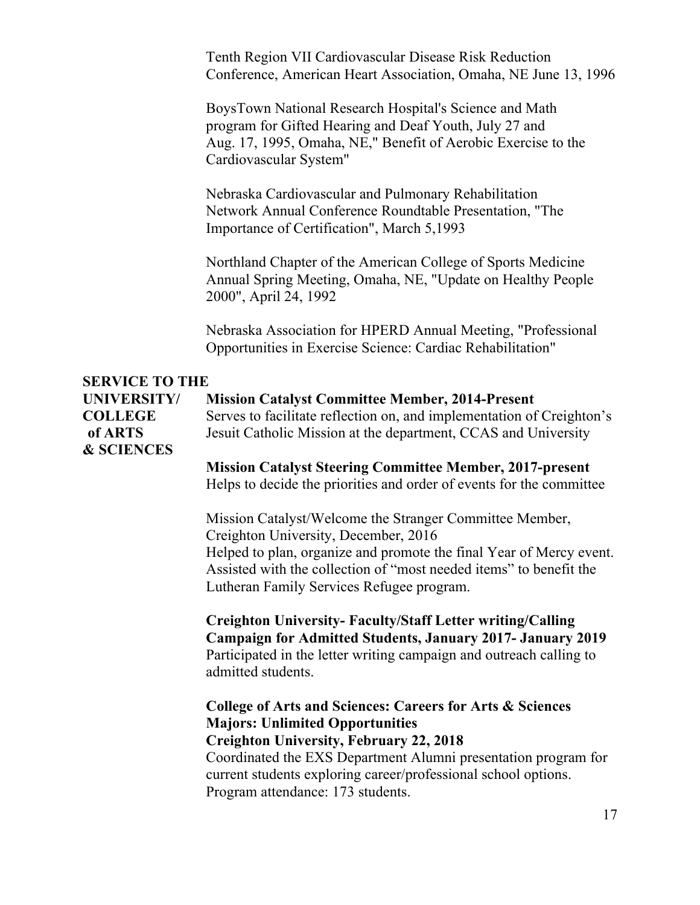Tenth Region VII Cardiovascular Disease Risk Reduction Conference, American Heart Association, Omaha, NE June 13, 1996

BoysTown National Research Hospital's Science and Math program for Gifted Hearing and Deaf Youth, July 27 and Aug. 17, 1995, Omaha, NE," Benefit of Aerobic Exercise to the Cardiovascular System"

Nebraska Cardiovascular and Pulmonary Rehabilitation Network Annual Conference Roundtable Presentation, "The Importance of Certification", March 5,1993

Northland Chapter of the American College of Sports Medicine Annual Spring Meeting, Omaha, NE, "Update on Healthy People 2000", April 24, 1992

Nebraska Association for HPERD Annual Meeting, "Professional Opportunities in Exercise Science: Cardiac Rehabilitation"

## SERVICE TO THE UNIVERSITY/ COLLEGE of ARTS & SCIENCES

**Mission Catalyst Committee Member, 2014-Present**
Serves to facilitate reflection on, and implementation of Creighton's Jesuit Catholic Mission at the department, CCAS and University

**Mission Catalyst Steering Committee Member, 2017-present**
Helps to decide the priorities and order of events for the committee

Mission Catalyst/Welcome the Stranger Committee Member, Creighton University, December, 2016
Helped to plan, organize and promote the final Year of Mercy event. Assisted with the collection of "most needed items" to benefit the Lutheran Family Services Refugee program.

**Creighton University- Faculty/Staff Letter writing/Calling Campaign for Admitted Students, January 2017- January 2019**
Participated in the letter writing campaign and outreach calling to admitted students.

**College of Arts and Sciences: Careers for Arts & Sciences Majors: Unlimited Opportunities**
**Creighton University, February 22, 2018**
Coordinated the EXS Department Alumni presentation program for current students exploring career/professional school options. Program attendance: 173 students.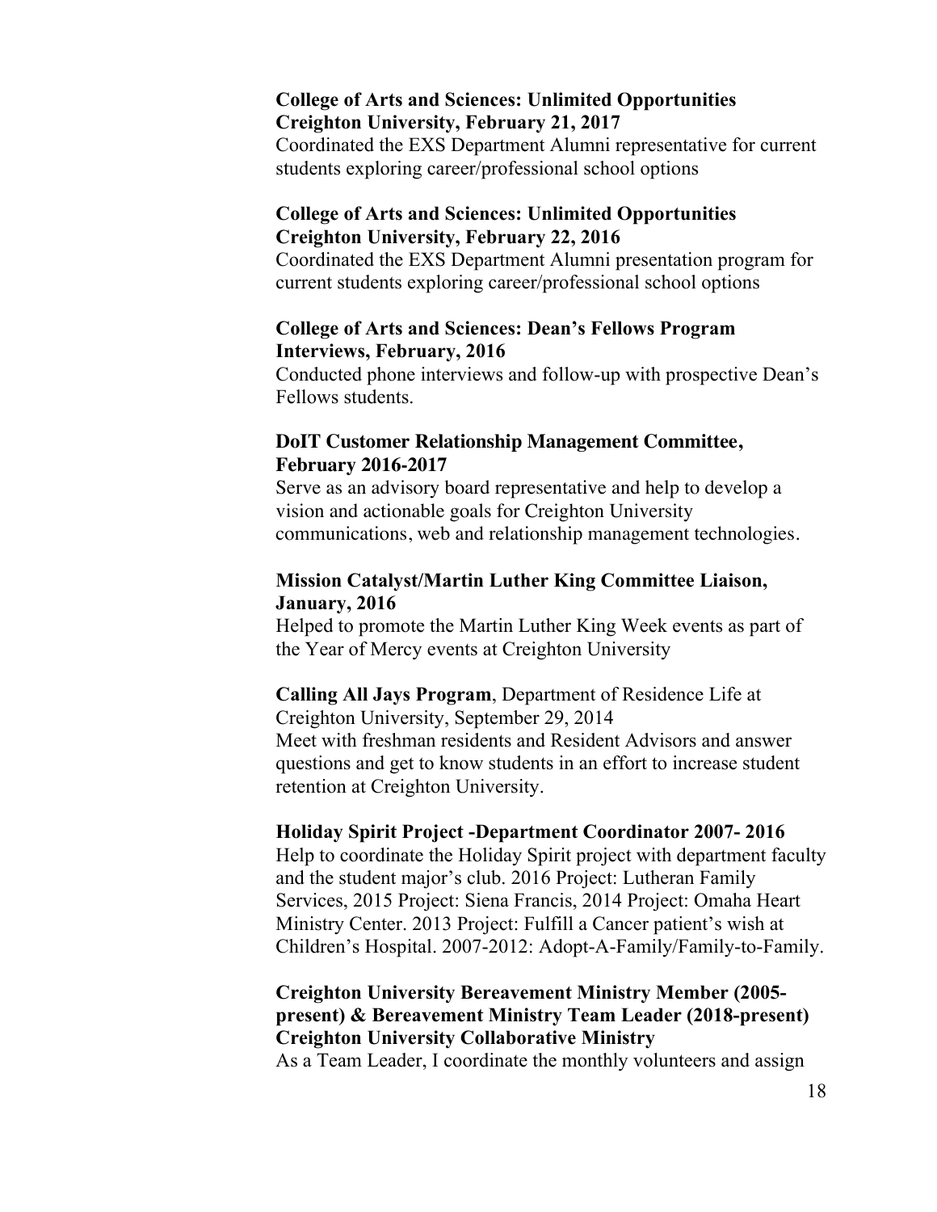**College of Arts and Sciences: Unlimited Opportunities**
**Creighton University, February 21, 2017**
Coordinated the EXS Department Alumni representative for current students exploring career/professional school options

**College of Arts and Sciences: Unlimited Opportunities**
**Creighton University, February 22, 2016**
Coordinated the EXS Department Alumni presentation program for current students exploring career/professional school options

**College of Arts and Sciences: Dean's Fellows Program**
**Interviews, February, 2016**
Conducted phone interviews and follow-up with prospective Dean's Fellows students.

**DoIT Customer Relationship Management Committee, February 2016-2017**
Serve as an advisory board representative and help to develop a vision and actionable goals for Creighton University communications, web and relationship management technologies.

**Mission Catalyst/Martin Luther King Committee Liaison, January, 2016**
Helped to promote the Martin Luther King Week events as part of the Year of Mercy events at Creighton University

**Calling All Jays Program**, Department of Residence Life at Creighton University, September 29, 2014
Meet with freshman residents and Resident Advisors and answer questions and get to know students in an effort to increase student retention at Creighton University.

**Holiday Spirit Project -Department Coordinator 2007- 2016**
Help to coordinate the Holiday Spirit project with department faculty and the student major's club. 2016 Project: Lutheran Family Services, 2015 Project: Siena Francis, 2014 Project: Omaha Heart Ministry Center. 2013 Project: Fulfill a Cancer patient's wish at Children's Hospital. 2007-2012: Adopt-A-Family/Family-to-Family.

**Creighton University Bereavement Ministry Member (2005-present) & Bereavement Ministry Team Leader (2018-present)**
**Creighton University Collaborative Ministry**
As a Team Leader, I coordinate the monthly volunteers and assign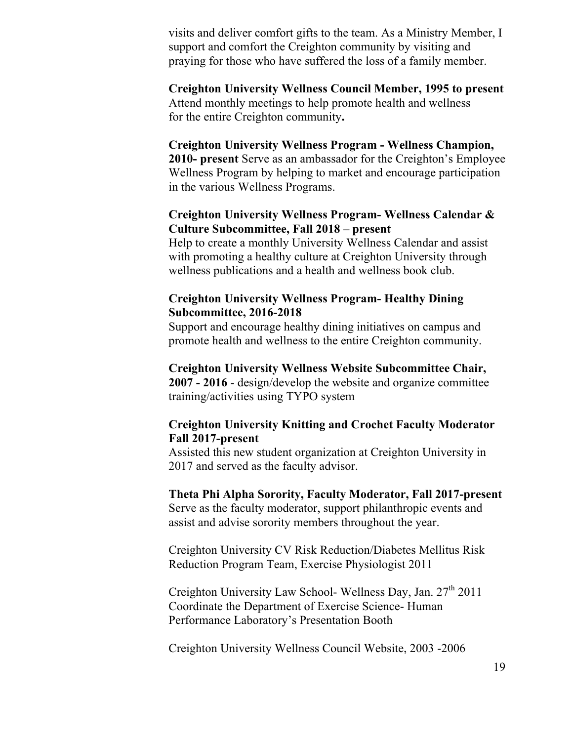visits and deliver comfort gifts to the team. As a Ministry Member, I support and comfort the Creighton community by visiting and praying for those who have suffered the loss of a family member.

**Creighton University Wellness Council Member, 1995 to present**
Attend monthly meetings to help promote health and wellness for the entire Creighton community**.**

**Creighton University Wellness Program - Wellness Champion, 2010- present** Serve as an ambassador for the Creighton's Employee Wellness Program by helping to market and encourage participation in the various Wellness Programs.

**Creighton University Wellness Program- Wellness Calendar & Culture Subcommittee, Fall 2018 – present**
Help to create a monthly University Wellness Calendar and assist with promoting a healthy culture at Creighton University through wellness publications and a health and wellness book club.

**Creighton University Wellness Program- Healthy Dining Subcommittee, 2016-2018**
Support and encourage healthy dining initiatives on campus and promote health and wellness to the entire Creighton community.

**Creighton University Wellness Website Subcommittee Chair, 2007 - 2016** - design/develop the website and organize committee training/activities using TYPO system

**Creighton University Knitting and Crochet Faculty Moderator Fall 2017-present**
Assisted this new student organization at Creighton University in 2017 and served as the faculty advisor.

**Theta Phi Alpha Sorority, Faculty Moderator, Fall 2017-present**
Serve as the faculty moderator, support philanthropic events and assist and advise sorority members throughout the year.

Creighton University CV Risk Reduction/Diabetes Mellitus Risk Reduction Program Team, Exercise Physiologist 2011

Creighton University Law School- Wellness Day, Jan. 27th 2011
Coordinate the Department of Exercise Science- Human Performance Laboratory's Presentation Booth

Creighton University Wellness Council Website, 2003 -2006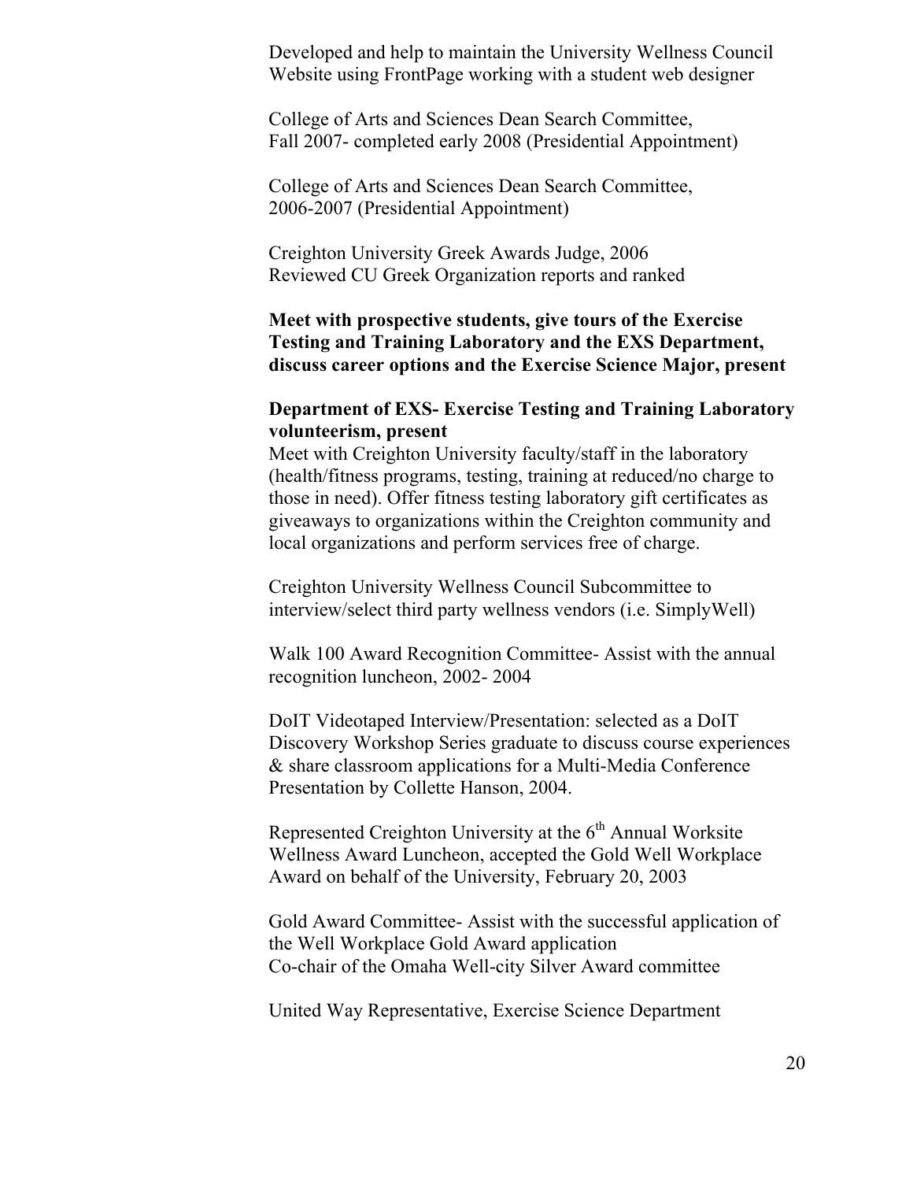Developed and help to maintain the University Wellness Council Website using FrontPage working with a student web designer

College of Arts and Sciences Dean Search Committee, Fall 2007- completed early 2008 (Presidential Appointment)

College of Arts and Sciences Dean Search Committee, 2006-2007 (Presidential Appointment)

Creighton University Greek Awards Judge, 2006
Reviewed CU Greek Organization reports and ranked

**Meet with prospective students, give tours of the Exercise Testing and Training Laboratory and the EXS Department, discuss career options and the Exercise Science Major, present**

**Department of EXS- Exercise Testing and Training Laboratory volunteerism, present**
Meet with Creighton University faculty/staff in the laboratory (health/fitness programs, testing, training at reduced/no charge to those in need). Offer fitness testing laboratory gift certificates as giveaways to organizations within the Creighton community and local organizations and perform services free of charge.

Creighton University Wellness Council Subcommittee to interview/select third party wellness vendors (i.e. SimplyWell)

Walk 100 Award Recognition Committee- Assist with the annual recognition luncheon, 2002- 2004

DoIT Videotaped Interview/Presentation: selected as a DoIT Discovery Workshop Series graduate to discuss course experiences & share classroom applications for a Multi-Media Conference Presentation by Collette Hanson, 2004.

Represented Creighton University at the 6th Annual Worksite Wellness Award Luncheon, accepted the Gold Well Workplace Award on behalf of the University, February 20, 2003

Gold Award Committee- Assist with the successful application of the Well Workplace Gold Award application
Co-chair of the Omaha Well-city Silver Award committee

United Way Representative, Exercise Science Department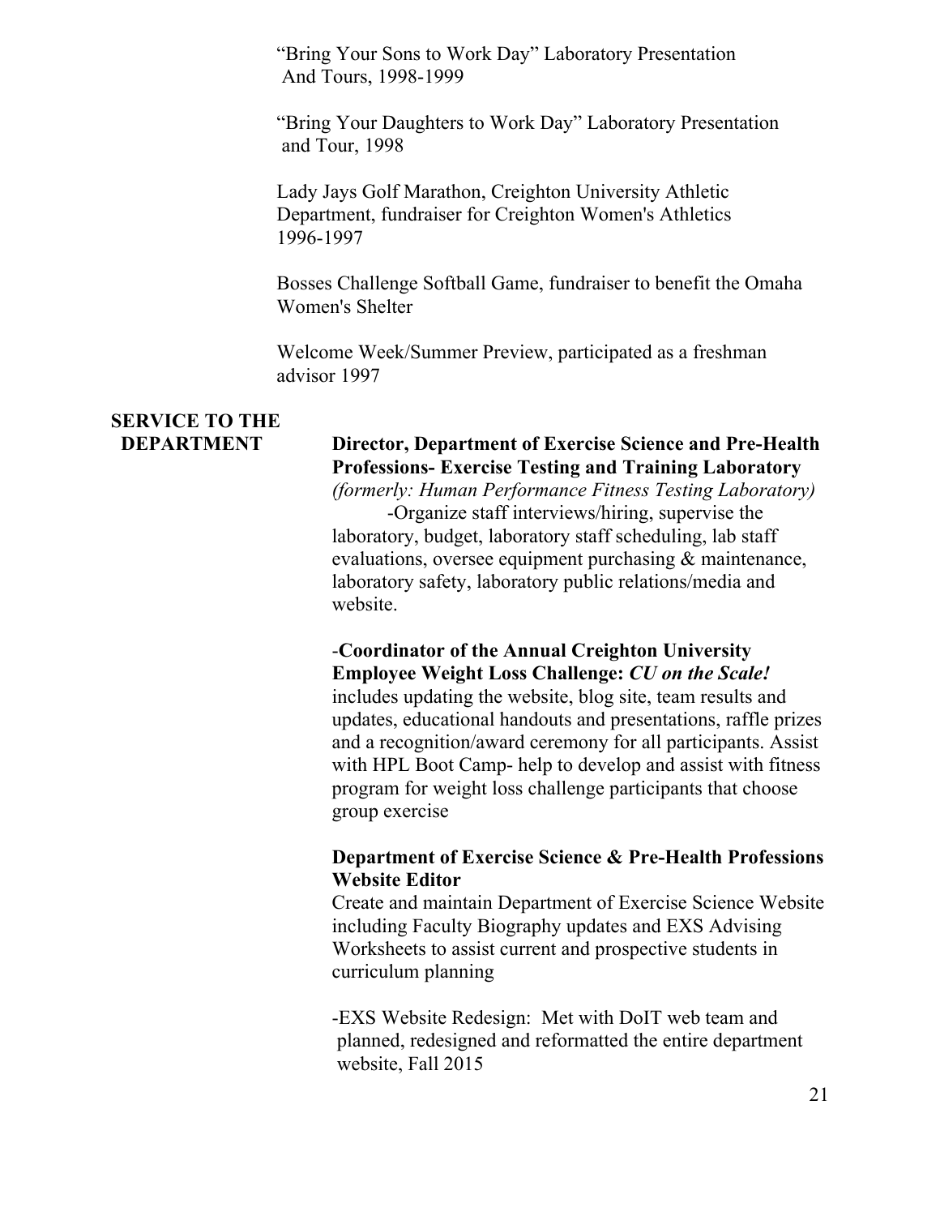"Bring Your Sons to Work Day" Laboratory Presentation And Tours, 1998-1999

"Bring Your Daughters to Work Day" Laboratory Presentation and Tour, 1998

Lady Jays Golf Marathon, Creighton University Athletic Department, fundraiser for Creighton Women's Athletics 1996-1997

Bosses Challenge Softball Game, fundraiser to benefit the Omaha Women's Shelter

Welcome Week/Summer Preview, participated as a freshman advisor 1997

## SERVICE TO THE DEPARTMENT

**Director, Department of Exercise Science and Pre-Health Professions- Exercise Testing and Training Laboratory**
*(formerly: Human Performance Fitness Testing Laboratory)*

-Organize staff interviews/hiring, supervise the laboratory, budget, laboratory staff scheduling, lab staff evaluations, oversee equipment purchasing & maintenance, laboratory safety, laboratory public relations/media and website.

-**Coordinator of the Annual Creighton University Employee Weight Loss Challenge:** ***CU on the Scale!*** includes updating the website, blog site, team results and updates, educational handouts and presentations, raffle prizes and a recognition/award ceremony for all participants. Assist with HPL Boot Camp- help to develop and assist with fitness program for weight loss challenge participants that choose group exercise

**Department of Exercise Science & Pre-Health Professions Website Editor**
Create and maintain Department of Exercise Science Website including Faculty Biography updates and EXS Advising Worksheets to assist current and prospective students in curriculum planning

-EXS Website Redesign: Met with DoIT web team and planned, redesigned and reformatted the entire department website, Fall 2015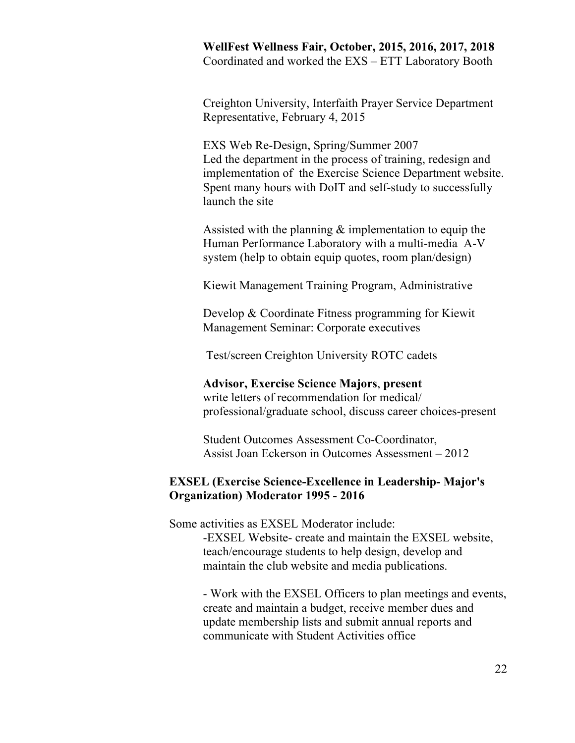**WellFest Wellness Fair, October, 2015, 2016, 2017, 2018**
Coordinated and worked the EXS – ETT Laboratory Booth

Creighton University, Interfaith Prayer Service Department Representative, February 4, 2015

EXS Web Re-Design, Spring/Summer 2007
Led the department in the process of training, redesign and implementation of the Exercise Science Department website. Spent many hours with DoIT and self-study to successfully launch the site

Assisted with the planning & implementation to equip the Human Performance Laboratory with a multi-media A-V system (help to obtain equip quotes, room plan/design)

Kiewit Management Training Program, Administrative

Develop & Coordinate Fitness programming for Kiewit Management Seminar: Corporate executives

Test/screen Creighton University ROTC cadets

**Advisor, Exercise Science Majors**, **present**
write letters of recommendation for medical/ professional/graduate school, discuss career choices-present

Student Outcomes Assessment Co-Coordinator,
Assist Joan Eckerson in Outcomes Assessment – 2012

**EXSEL (Exercise Science-Excellence in Leadership- Major's Organization) Moderator 1995 - 2016**

Some activities as EXSEL Moderator include:

-EXSEL Website- create and maintain the EXSEL website, teach/encourage students to help design, develop and maintain the club website and media publications.

- Work with the EXSEL Officers to plan meetings and events, create and maintain a budget, receive member dues and update membership lists and submit annual reports and communicate with Student Activities office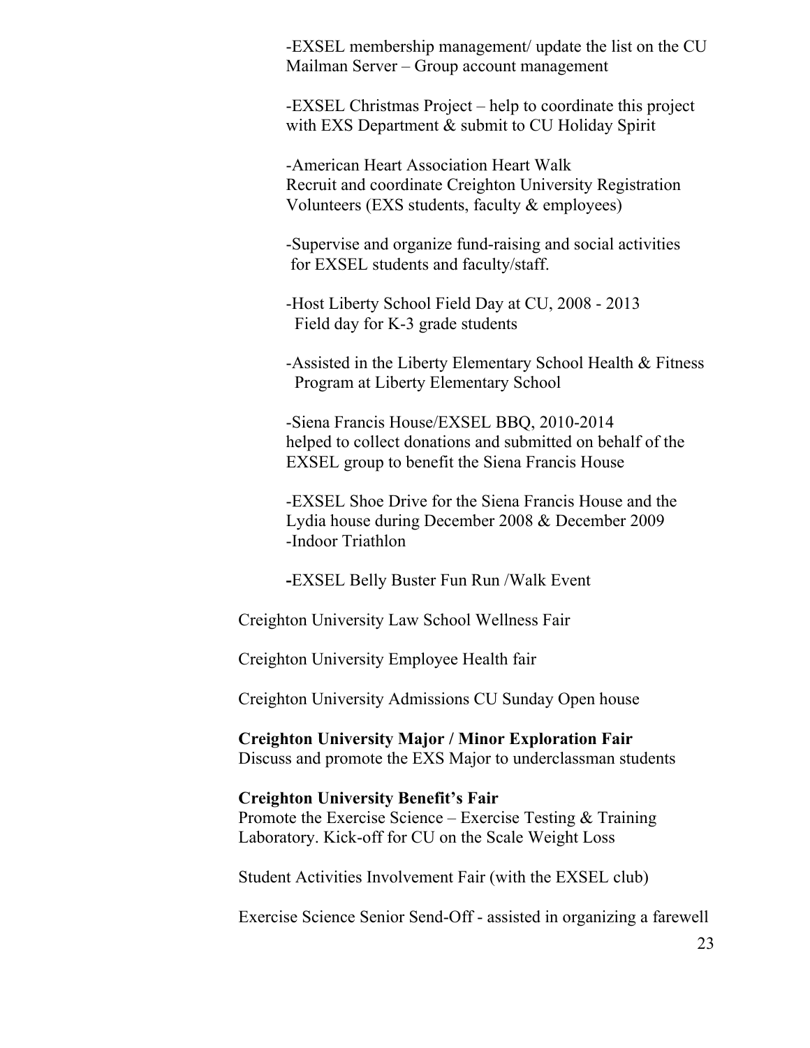-EXSEL membership management/ update the list on the CU Mailman Server – Group account management

-EXSEL Christmas Project – help to coordinate this project with EXS Department & submit to CU Holiday Spirit

-American Heart Association Heart Walk
Recruit and coordinate Creighton University Registration Volunteers (EXS students, faculty & employees)

-Supervise and organize fund-raising and social activities for EXSEL students and faculty/staff.

-Host Liberty School Field Day at CU, 2008 - 2013
Field day for K-3 grade students

-Assisted in the Liberty Elementary School Health & Fitness Program at Liberty Elementary School

-Siena Francis House/EXSEL BBQ, 2010-2014
helped to collect donations and submitted on behalf of the EXSEL group to benefit the Siena Francis House

-EXSEL Shoe Drive for the Siena Francis House and the Lydia house during December 2008 & December 2009
-Indoor Triathlon

**-**EXSEL Belly Buster Fun Run /Walk Event

Creighton University Law School Wellness Fair

Creighton University Employee Health fair

Creighton University Admissions CU Sunday Open house

**Creighton University Major / Minor Exploration Fair**
Discuss and promote the EXS Major to underclassman students

**Creighton University Benefit's Fair**
Promote the Exercise Science – Exercise Testing & Training Laboratory. Kick-off for CU on the Scale Weight Loss

Student Activities Involvement Fair (with the EXSEL club)

Exercise Science Senior Send-Off - assisted in organizing a farewell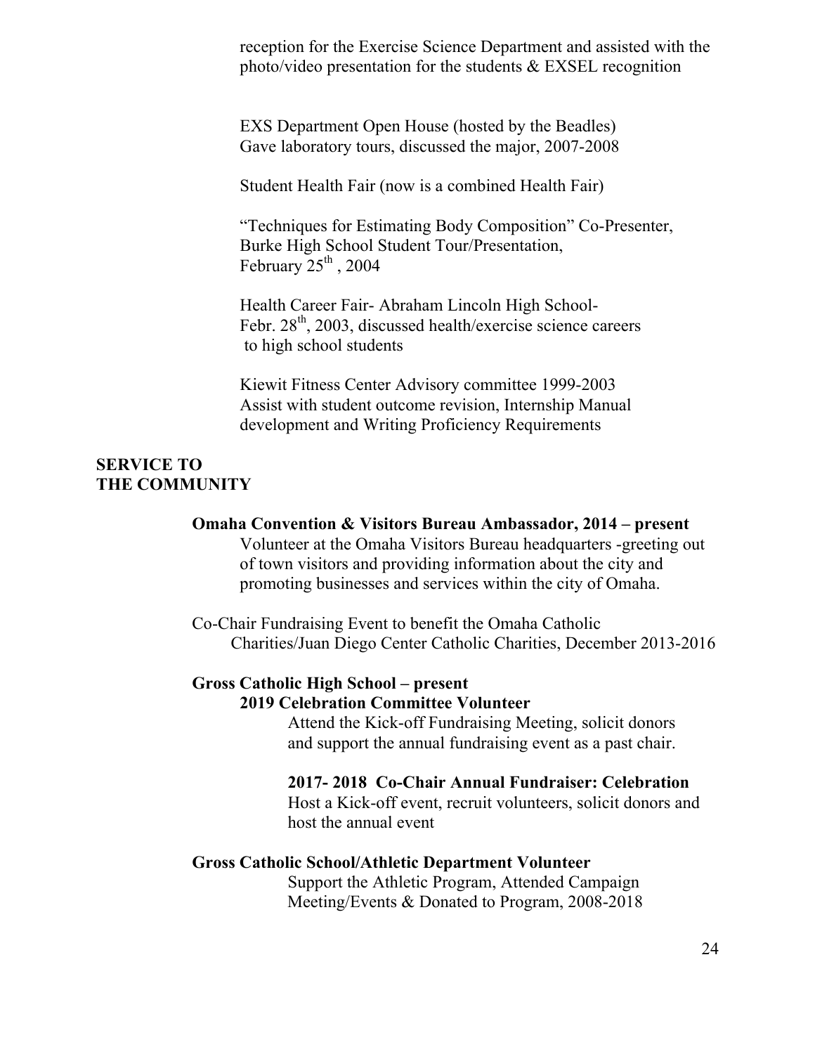reception for the Exercise Science Department and assisted with the photo/video presentation for the students & EXSEL recognition

EXS Department Open House (hosted by the Beadles)
Gave laboratory tours, discussed the major, 2007-2008

Student Health Fair (now is a combined Health Fair)

"Techniques for Estimating Body Composition" Co-Presenter,
Burke High School Student Tour/Presentation,
February 25th, 2004

Health Career Fair- Abraham Lincoln High School-
Febr. 28th, 2003, discussed health/exercise science careers to high school students

Kiewit Fitness Center Advisory committee 1999-2003
Assist with student outcome revision, Internship Manual development and Writing Proficiency Requirements

## SERVICE TO THE COMMUNITY

**Omaha Convention & Visitors Bureau Ambassador, 2014 – present**
Volunteer at the Omaha Visitors Bureau headquarters -greeting out of town visitors and providing information about the city and promoting businesses and services within the city of Omaha.

Co-Chair Fundraising Event to benefit the Omaha Catholic Charities/Juan Diego Center Catholic Charities, December 2013-2016

**Gross Catholic High School – present**
**2019 Celebration Committee Volunteer**
Attend the Kick-off Fundraising Meeting, solicit donors and support the annual fundraising event as a past chair.

**2017- 2018 Co-Chair Annual Fundraiser: Celebration**
Host a Kick-off event, recruit volunteers, solicit donors and host the annual event

**Gross Catholic School/Athletic Department Volunteer**
Support the Athletic Program, Attended Campaign Meeting/Events & Donated to Program, 2008-2018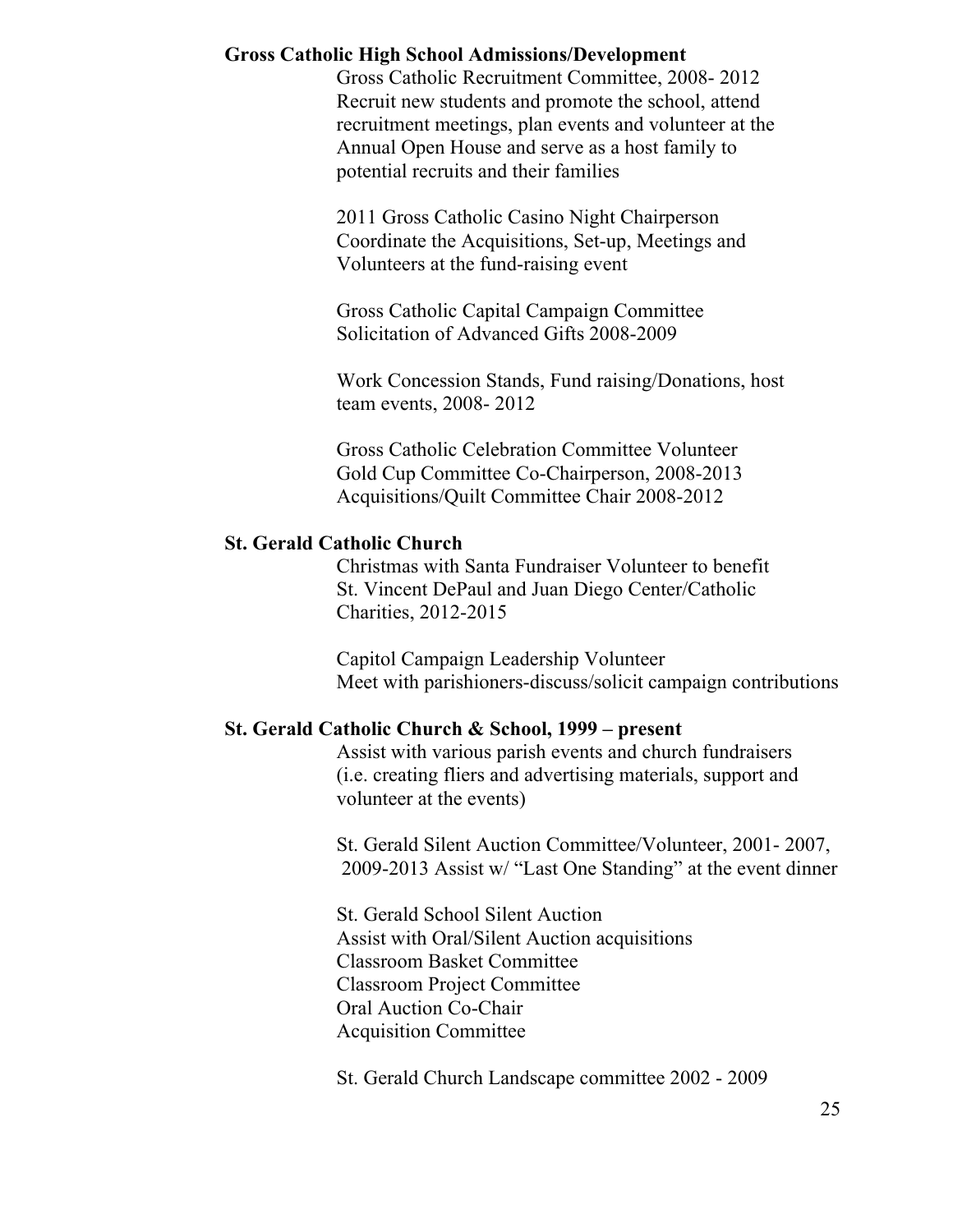**Gross Catholic High School Admissions/Development**

Gross Catholic Recruitment Committee, 2008- 2012
Recruit new students and promote the school, attend recruitment meetings, plan events and volunteer at the Annual Open House and serve as a host family to potential recruits and their families

2011 Gross Catholic Casino Night Chairperson
Coordinate the Acquisitions, Set-up, Meetings and Volunteers at the fund-raising event

Gross Catholic Capital Campaign Committee
Solicitation of Advanced Gifts 2008-2009

Work Concession Stands, Fund raising/Donations, host team events, 2008- 2012

Gross Catholic Celebration Committee Volunteer
Gold Cup Committee Co-Chairperson, 2008-2013
Acquisitions/Quilt Committee Chair 2008-2012

**St. Gerald Catholic Church**

Christmas with Santa Fundraiser Volunteer to benefit St. Vincent DePaul and Juan Diego Center/Catholic Charities, 2012-2015

Capitol Campaign Leadership Volunteer
Meet with parishioners-discuss/solicit campaign contributions

**St. Gerald Catholic Church & School, 1999 – present**

Assist with various parish events and church fundraisers (i.e. creating fliers and advertising materials, support and volunteer at the events)

St. Gerald Silent Auction Committee/Volunteer, 2001- 2007, 2009-2013 Assist w/ "Last One Standing" at the event dinner

St. Gerald School Silent Auction
Assist with Oral/Silent Auction acquisitions
Classroom Basket Committee
Classroom Project Committee
Oral Auction Co-Chair
Acquisition Committee

St. Gerald Church Landscape committee 2002 - 2009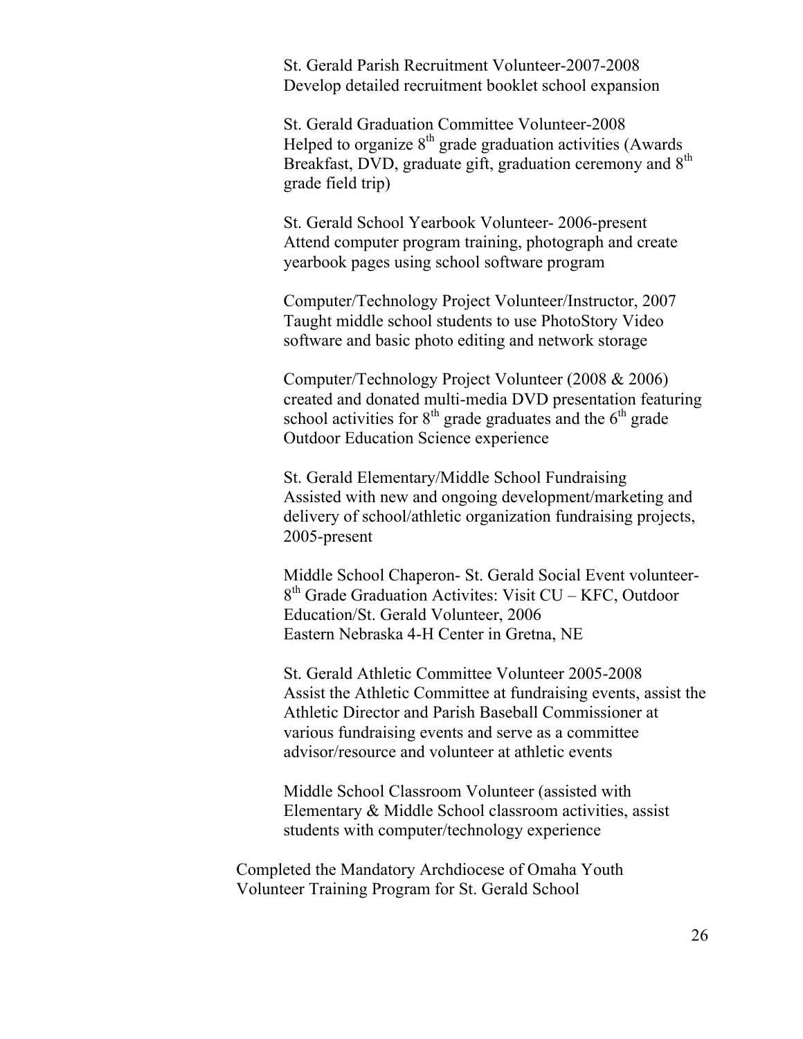St. Gerald Parish Recruitment Volunteer-2007-2008
Develop detailed recruitment booklet school expansion

St. Gerald Graduation Committee Volunteer-2008
Helped to organize 8th grade graduation activities (Awards Breakfast, DVD, graduate gift, graduation ceremony and 8th grade field trip)

St. Gerald School Yearbook Volunteer- 2006-present
Attend computer program training, photograph and create yearbook pages using school software program

Computer/Technology Project Volunteer/Instructor, 2007
Taught middle school students to use PhotoStory Video software and basic photo editing and network storage

Computer/Technology Project Volunteer (2008 & 2006)
created and donated multi-media DVD presentation featuring school activities for 8th grade graduates and the 6th grade Outdoor Education Science experience

St. Gerald Elementary/Middle School Fundraising
Assisted with new and ongoing development/marketing and delivery of school/athletic organization fundraising projects, 2005-present

Middle School Chaperon- St. Gerald Social Event volunteer-
8th Grade Graduation Activites: Visit CU – KFC, Outdoor Education/St. Gerald Volunteer, 2006
Eastern Nebraska 4-H Center in Gretna, NE

St. Gerald Athletic Committee Volunteer 2005-2008
Assist the Athletic Committee at fundraising events, assist the Athletic Director and Parish Baseball Commissioner at various fundraising events and serve as a committee advisor/resource and volunteer at athletic events

Middle School Classroom Volunteer (assisted with Elementary & Middle School classroom activities, assist students with computer/technology experience

Completed the Mandatory Archdiocese of Omaha Youth Volunteer Training Program for St. Gerald School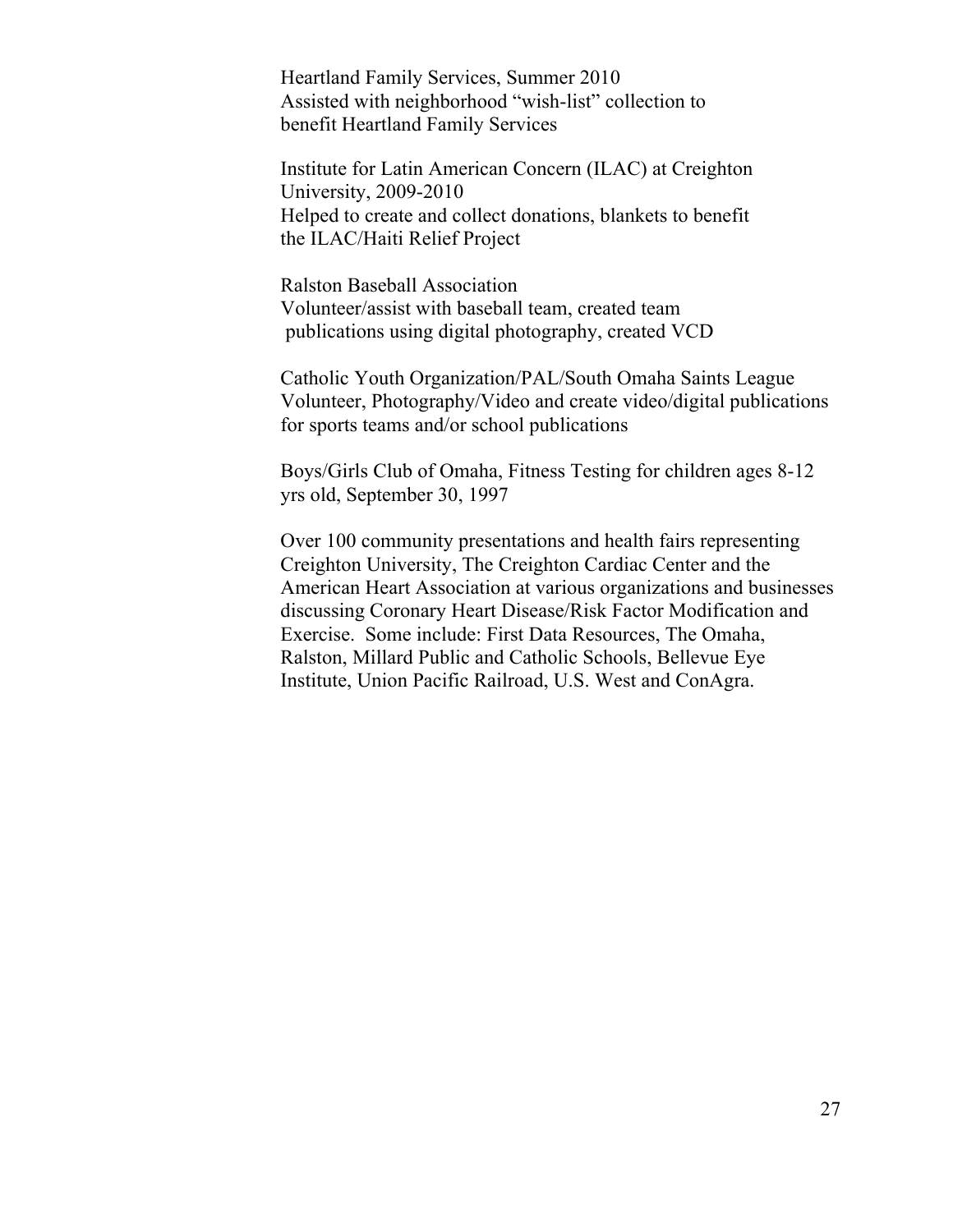Heartland Family Services, Summer 2010
Assisted with neighborhood "wish-list" collection to benefit Heartland Family Services

Institute for Latin American Concern (ILAC) at Creighton University, 2009-2010
Helped to create and collect donations, blankets to benefit the ILAC/Haiti Relief Project

Ralston Baseball Association
Volunteer/assist with baseball team, created team publications using digital photography, created VCD

Catholic Youth Organization/PAL/South Omaha Saints League
Volunteer, Photography/Video and create video/digital publications for sports teams and/or school publications

Boys/Girls Club of Omaha, Fitness Testing for children ages 8-12 yrs old, September 30, 1997

Over 100 community presentations and health fairs representing Creighton University, The Creighton Cardiac Center and the American Heart Association at various organizations and businesses discussing Coronary Heart Disease/Risk Factor Modification and Exercise. Some include: First Data Resources, The Omaha, Ralston, Millard Public and Catholic Schools, Bellevue Eye Institute, Union Pacific Railroad, U.S. West and ConAgra.